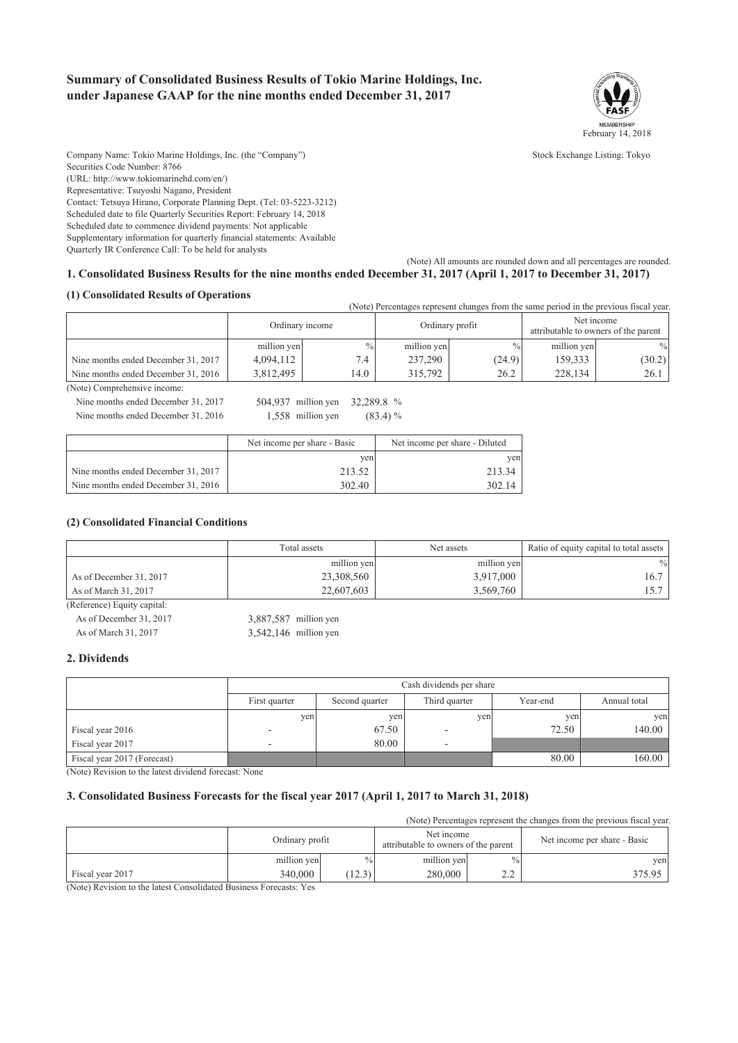# Summary of Consolidated Business Results of Tokio Marine Holdings, Inc. under Japanese GAAP for the nine months ended December 31, 2017

MEMBERSHIP
February 14, 2018

Company Name: Tokio Marine Holdings, Inc. (the "Company")
Stock Exchange Listing: Tokyo
Securities Code Number: 8766
(URL: http://www.tokiomarinehd.com/en/)
Representative: Tsuyoshi Nagano, President
Contact: Tetsuya Hirano, Corporate Planning Dept. (Tel: 03-5223-3212)
Scheduled date to file Quarterly Securities Report: February 14, 2018
Scheduled date to commence dividend payments: Not applicable
Supplementary information for quarterly financial statements: Available
Quarterly IR Conference Call: To be held for analysts

(Note) All amounts are rounded down and all percentages are rounded.

## 1. Consolidated Business Results for the nine months ended December 31, 2017 (April 1, 2017 to December 31, 2017)

### (1) Consolidated Results of Operations

(Note) Percentages represent changes from the same period in the previous fiscal year.

| | Ordinary income | | Ordinary profit | | Net income attributable to owners of the parent | |
|---|---|---|---|---|---|---|
| | million yen | % | million yen | % | million yen | % |
| Nine months ended December 31, 2017 | 4,094,112 | 7.4 | 237,290 | (24.9) | 159,333 | (30.2) |
| Nine months ended December 31, 2016 | 3,812,495 | 14.0 | 315,792 | 26.2 | 228,134 | 26.1 |

(Note) Comprehensive income:

Nine months ended December 31, 2017 504,937 million yen 32,289.8 %

Nine months ended December 31, 2016 1,558 million yen (83.4) %

| | Net income per share - Basic | Net income per share - Diluted |
|---|---|---|
| | yen | yen |
| Nine months ended December 31, 2017 | 213.52 | 213.34 |
| Nine months ended December 31, 2016 | 302.40 | 302.14 |

### (2) Consolidated Financial Conditions

| | Total assets | Net assets | Ratio of equity capital to total assets |
|---|---|---|---|
| | million yen | million yen | % |
| As of December 31, 2017 | 23,308,560 | 3,917,000 | 16.7 |
| As of March 31, 2017 | 22,607,603 | 3,569,760 | 15.7 |

(Reference) Equity capital:

As of December 31, 2017 3,887,587 million yen

As of March 31, 2017 3,542,146 million yen

## 2. Dividends

| | Cash dividends per share | | | | |
|---|---|---|---|---|---|
| | First quarter | Second quarter | Third quarter | Year-end | Annual total |
| | yen | yen | yen | yen | yen |
| Fiscal year 2016 | - | 67.50 | - | 72.50 | 140.00 |
| Fiscal year 2017 | - | 80.00 | - | | |
| Fiscal year 2017 (Forecast) | | | | 80.00 | 160.00 |

(Note) Revision to the latest dividend forecast: None

## 3. Consolidated Business Forecasts for the fiscal year 2017 (April 1, 2017 to March 31, 2018)

(Note) Percentages represent the changes from the previous fiscal year.

| | Ordinary profit | | Net income attributable to owners of the parent | | Net income per share - Basic |
|---|---|---|---|---|---|
| | million yen | % | million yen | % | yen |
| Fiscal year 2017 | 340,000 | (12.3) | 280,000 | 2.2 | 375.95 |

(Note) Revision to the latest Consolidated Business Forecasts: Yes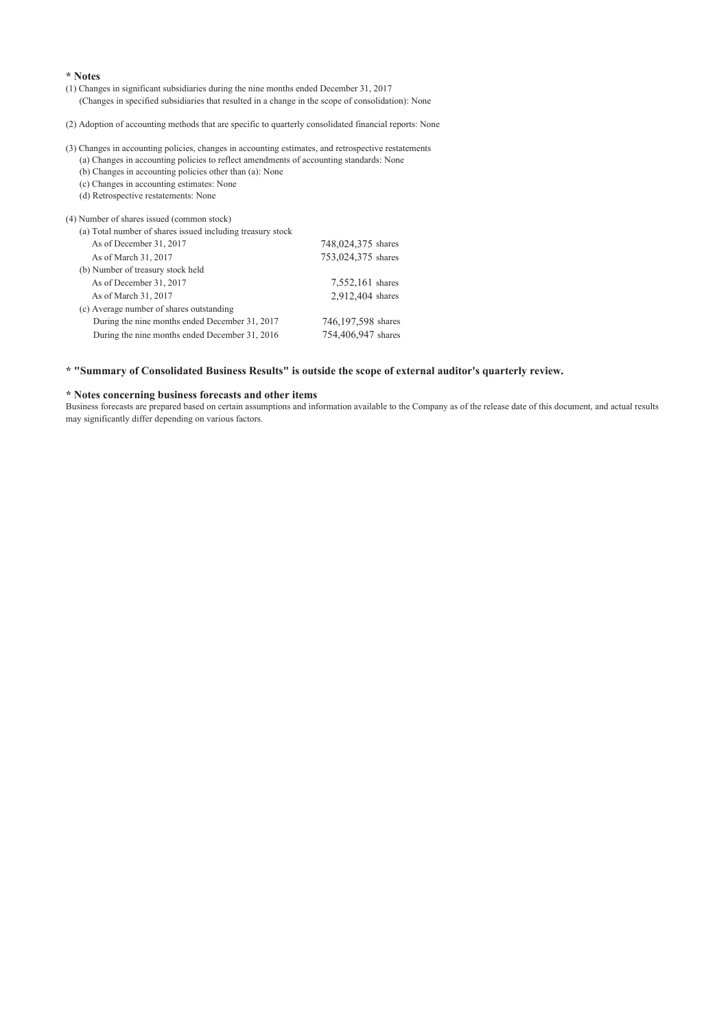**\* Notes**

(1) Changes in significant subsidiaries during the nine months ended December 31, 2017
(Changes in specified subsidiaries that resulted in a change in the scope of consolidation): None

(2) Adoption of accounting methods that are specific to quarterly consolidated financial reports: None

(3) Changes in accounting policies, changes in accounting estimates, and retrospective restatements
(a) Changes in accounting policies to reflect amendments of accounting standards: None
(b) Changes in accounting policies other than (a): None
(c) Changes in accounting estimates: None
(d) Retrospective restatements: None

(4) Number of shares issued (common stock)

| | |
|---|---|
| (a) Total number of shares issued including treasury stock | |
| As of December 31, 2017 | 748,024,375 shares |
| As of March 31, 2017 | 753,024,375 shares |
| (b) Number of treasury stock held | |
| As of December 31, 2017 | 7,552,161 shares |
| As of March 31, 2017 | 2,912,404 shares |
| (c) Average number of shares outstanding | |
| During the nine months ended December 31, 2017 | 746,197,598 shares |
| During the nine months ended December 31, 2016 | 754,406,947 shares |

**\* "Summary of Consolidated Business Results" is outside the scope of external auditor's quarterly review.**

**\* Notes concerning business forecasts and other items**

Business forecasts are prepared based on certain assumptions and information available to the Company as of the release date of this document, and actual results may significantly differ depending on various factors.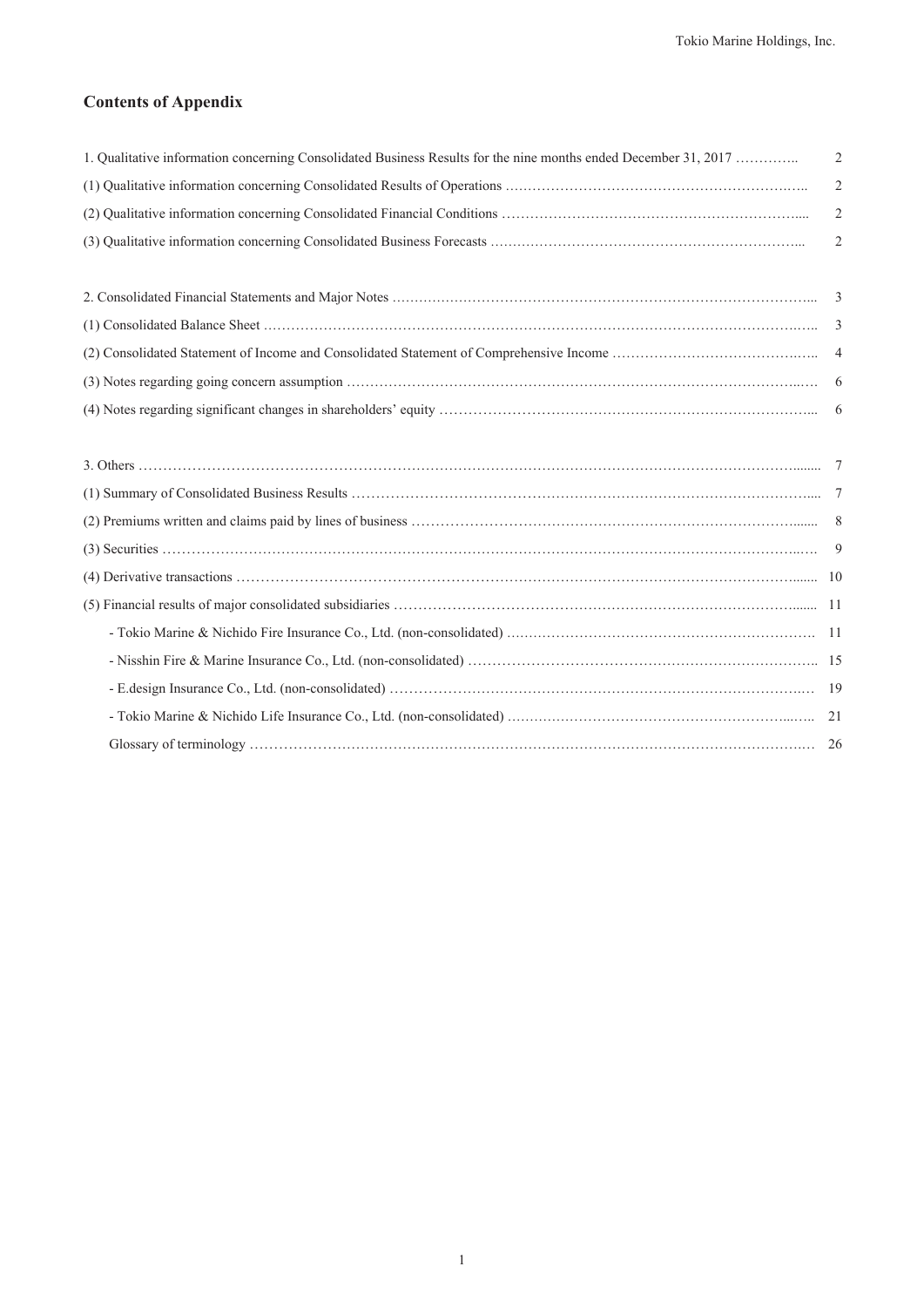## Contents of Appendix

| | |
|---|---|
| 1. Qualitative information concerning Consolidated Business Results for the nine months ended December 31, 2017 | 2 |
| (1) Qualitative information concerning Consolidated Results of Operations | 2 |
| (2) Qualitative information concerning Consolidated Financial Conditions | 2 |
| (3) Qualitative information concerning Consolidated Business Forecasts | 2 |
| | |
| 2. Consolidated Financial Statements and Major Notes | 3 |
| (1) Consolidated Balance Sheet | 3 |
| (2) Consolidated Statement of Income and Consolidated Statement of Comprehensive Income | 4 |
| (3) Notes regarding going concern assumption | 6 |
| (4) Notes regarding significant changes in shareholders' equity | 6 |
| | |
| 3. Others | 7 |
| (1) Summary of Consolidated Business Results | 7 |
| (2) Premiums written and claims paid by lines of business | 8 |
| (3) Securities | 9 |
| (4) Derivative transactions | 10 |
| (5) Financial results of major consolidated subsidiaries | 11 |
| - Tokio Marine & Nichido Fire Insurance Co., Ltd. (non-consolidated) | 11 |
| - Nisshin Fire & Marine Insurance Co., Ltd. (non-consolidated) | 15 |
| - E.design Insurance Co., Ltd. (non-consolidated) | 19 |
| - Tokio Marine & Nichido Life Insurance Co., Ltd. (non-consolidated) | 21 |
| Glossary of terminology | 26 |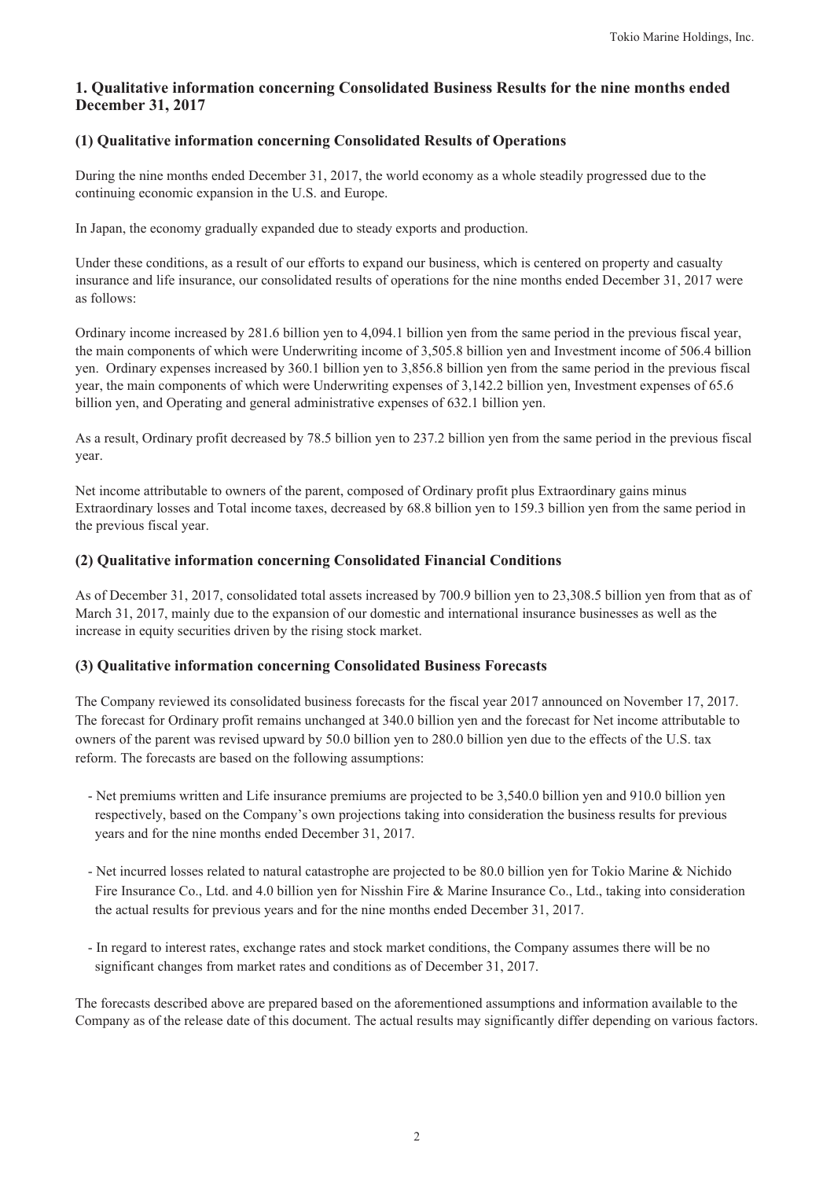## 1. Qualitative information concerning Consolidated Business Results for the nine months ended December 31, 2017

### (1) Qualitative information concerning Consolidated Results of Operations

During the nine months ended December 31, 2017, the world economy as a whole steadily progressed due to the continuing economic expansion in the U.S. and Europe.

In Japan, the economy gradually expanded due to steady exports and production.

Under these conditions, as a result of our efforts to expand our business, which is centered on property and casualty insurance and life insurance, our consolidated results of operations for the nine months ended December 31, 2017 were as follows:

Ordinary income increased by 281.6 billion yen to 4,094.1 billion yen from the same period in the previous fiscal year, the main components of which were Underwriting income of 3,505.8 billion yen and Investment income of 506.4 billion yen. Ordinary expenses increased by 360.1 billion yen to 3,856.8 billion yen from the same period in the previous fiscal year, the main components of which were Underwriting expenses of 3,142.2 billion yen, Investment expenses of 65.6 billion yen, and Operating and general administrative expenses of 632.1 billion yen.

As a result, Ordinary profit decreased by 78.5 billion yen to 237.2 billion yen from the same period in the previous fiscal year.

Net income attributable to owners of the parent, composed of Ordinary profit plus Extraordinary gains minus Extraordinary losses and Total income taxes, decreased by 68.8 billion yen to 159.3 billion yen from the same period in the previous fiscal year.

### (2) Qualitative information concerning Consolidated Financial Conditions

As of December 31, 2017, consolidated total assets increased by 700.9 billion yen to 23,308.5 billion yen from that as of March 31, 2017, mainly due to the expansion of our domestic and international insurance businesses as well as the increase in equity securities driven by the rising stock market.

### (3) Qualitative information concerning Consolidated Business Forecasts

The Company reviewed its consolidated business forecasts for the fiscal year 2017 announced on November 17, 2017. The forecast for Ordinary profit remains unchanged at 340.0 billion yen and the forecast for Net income attributable to owners of the parent was revised upward by 50.0 billion yen to 280.0 billion yen due to the effects of the U.S. tax reform. The forecasts are based on the following assumptions:

- Net premiums written and Life insurance premiums are projected to be 3,540.0 billion yen and 910.0 billion yen respectively, based on the Company's own projections taking into consideration the business results for previous years and for the nine months ended December 31, 2017.

- Net incurred losses related to natural catastrophe are projected to be 80.0 billion yen for Tokio Marine & Nichido Fire Insurance Co., Ltd. and 4.0 billion yen for Nisshin Fire & Marine Insurance Co., Ltd., taking into consideration the actual results for previous years and for the nine months ended December 31, 2017.

- In regard to interest rates, exchange rates and stock market conditions, the Company assumes there will be no significant changes from market rates and conditions as of December 31, 2017.

The forecasts described above are prepared based on the aforementioned assumptions and information available to the Company as of the release date of this document. The actual results may significantly differ depending on various factors.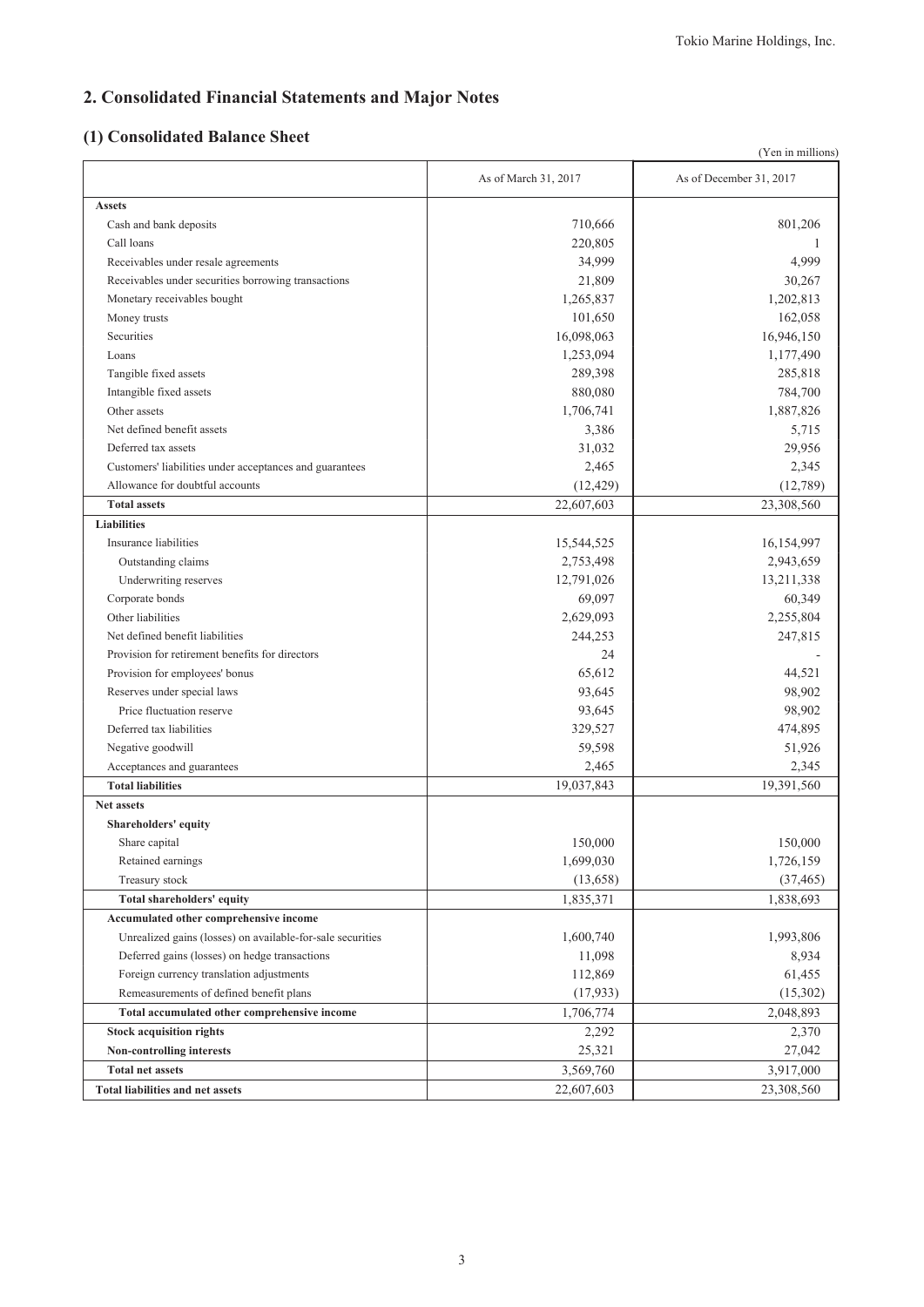## 2. Consolidated Financial Statements and Major Notes

### (1) Consolidated Balance Sheet

(Yen in millions)

| | As of March 31, 2017 | As of December 31, 2017 |
|---|---|---|
| **Assets** | | |
| Cash and bank deposits | 710,666 | 801,206 |
| Call loans | 220,805 | 1 |
| Receivables under resale agreements | 34,999 | 4,999 |
| Receivables under securities borrowing transactions | 21,809 | 30,267 |
| Monetary receivables bought | 1,265,837 | 1,202,813 |
| Money trusts | 101,650 | 162,058 |
| Securities | 16,098,063 | 16,946,150 |
| Loans | 1,253,094 | 1,177,490 |
| Tangible fixed assets | 289,398 | 285,818 |
| Intangible fixed assets | 880,080 | 784,700 |
| Other assets | 1,706,741 | 1,887,826 |
| Net defined benefit assets | 3,386 | 5,715 |
| Deferred tax assets | 31,032 | 29,956 |
| Customers' liabilities under acceptances and guarantees | 2,465 | 2,345 |
| Allowance for doubtful accounts | (12,429) | (12,789) |
| **Total assets** | 22,607,603 | 23,308,560 |
| **Liabilities** | | |
| Insurance liabilities | 15,544,525 | 16,154,997 |
| Outstanding claims | 2,753,498 | 2,943,659 |
| Underwriting reserves | 12,791,026 | 13,211,338 |
| Corporate bonds | 69,097 | 60,349 |
| Other liabilities | 2,629,093 | 2,255,804 |
| Net defined benefit liabilities | 244,253 | 247,815 |
| Provision for retirement benefits for directors | 24 | - |
| Provision for employees' bonus | 65,612 | 44,521 |
| Reserves under special laws | 93,645 | 98,902 |
| Price fluctuation reserve | 93,645 | 98,902 |
| Deferred tax liabilities | 329,527 | 474,895 |
| Negative goodwill | 59,598 | 51,926 |
| Acceptances and guarantees | 2,465 | 2,345 |
| **Total liabilities** | 19,037,843 | 19,391,560 |
| **Net assets** | | |
| **Shareholders' equity** | | |
| Share capital | 150,000 | 150,000 |
| Retained earnings | 1,699,030 | 1,726,159 |
| Treasury stock | (13,658) | (37,465) |
| **Total shareholders' equity** | 1,835,371 | 1,838,693 |
| **Accumulated other comprehensive income** | | |
| Unrealized gains (losses) on available-for-sale securities | 1,600,740 | 1,993,806 |
| Deferred gains (losses) on hedge transactions | 11,098 | 8,934 |
| Foreign currency translation adjustments | 112,869 | 61,455 |
| Remeasurements of defined benefit plans | (17,933) | (15,302) |
| **Total accumulated other comprehensive income** | 1,706,774 | 2,048,893 |
| **Stock acquisition rights** | 2,292 | 2,370 |
| **Non-controlling interests** | 25,321 | 27,042 |
| **Total net assets** | 3,569,760 | 3,917,000 |
| **Total liabilities and net assets** | 22,607,603 | 23,308,560 |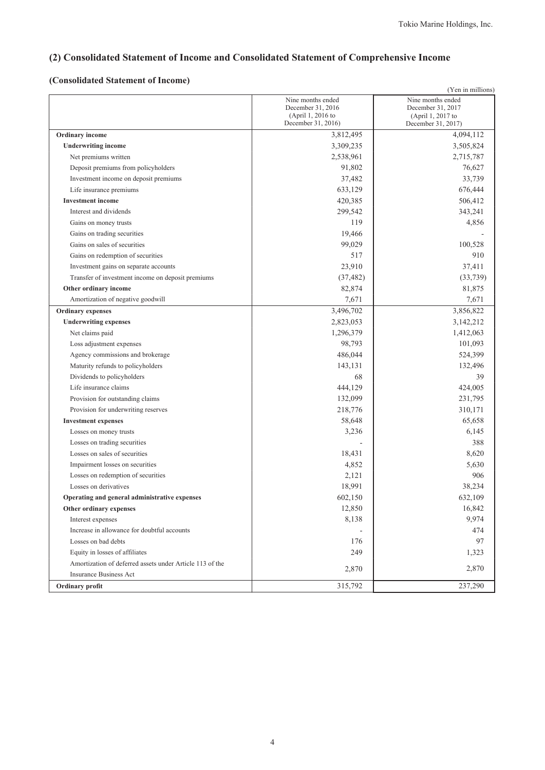## (2) Consolidated Statement of Income and Consolidated Statement of Comprehensive Income

### (Consolidated Statement of Income)

(Yen in millions)

| | Nine months ended December 31, 2016 (April 1, 2016 to December 31, 2016) | Nine months ended December 31, 2017 (April 1, 2017 to December 31, 2017) |
|---|---|---|
| **Ordinary income** | 3,812,495 | 4,094,112 |
| **Underwriting income** | 3,309,235 | 3,505,824 |
| Net premiums written | 2,538,961 | 2,715,787 |
| Deposit premiums from policyholders | 91,802 | 76,627 |
| Investment income on deposit premiums | 37,482 | 33,739 |
| Life insurance premiums | 633,129 | 676,444 |
| **Investment income** | 420,385 | 506,412 |
| Interest and dividends | 299,542 | 343,241 |
| Gains on money trusts | 119 | 4,856 |
| Gains on trading securities | 19,466 | - |
| Gains on sales of securities | 99,029 | 100,528 |
| Gains on redemption of securities | 517 | 910 |
| Investment gains on separate accounts | 23,910 | 37,411 |
| Transfer of investment income on deposit premiums | (37,482) | (33,739) |
| **Other ordinary income** | 82,874 | 81,875 |
| Amortization of negative goodwill | 7,671 | 7,671 |
| **Ordinary expenses** | 3,496,702 | 3,856,822 |
| **Underwriting expenses** | 2,823,053 | 3,142,212 |
| Net claims paid | 1,296,379 | 1,412,063 |
| Loss adjustment expenses | 98,793 | 101,093 |
| Agency commissions and brokerage | 486,044 | 524,399 |
| Maturity refunds to policyholders | 143,131 | 132,496 |
| Dividends to policyholders | 68 | 39 |
| Life insurance claims | 444,129 | 424,005 |
| Provision for outstanding claims | 132,099 | 231,795 |
| Provision for underwriting reserves | 218,776 | 310,171 |
| **Investment expenses** | 58,648 | 65,658 |
| Losses on money trusts | 3,236 | 6,145 |
| Losses on trading securities | - | 388 |
| Losses on sales of securities | 18,431 | 8,620 |
| Impairment losses on securities | 4,852 | 5,630 |
| Losses on redemption of securities | 2,121 | 906 |
| Losses on derivatives | 18,991 | 38,234 |
| **Operating and general administrative expenses** | 602,150 | 632,109 |
| **Other ordinary expenses** | 12,850 | 16,842 |
| Interest expenses | 8,138 | 9,974 |
| Increase in allowance for doubtful accounts | - | 474 |
| Losses on bad debts | 176 | 97 |
| Equity in losses of affiliates | 249 | 1,323 |
| Amortization of deferred assets under Article 113 of the Insurance Business Act | 2,870 | 2,870 |
| **Ordinary profit** | 315,792 | 237,290 |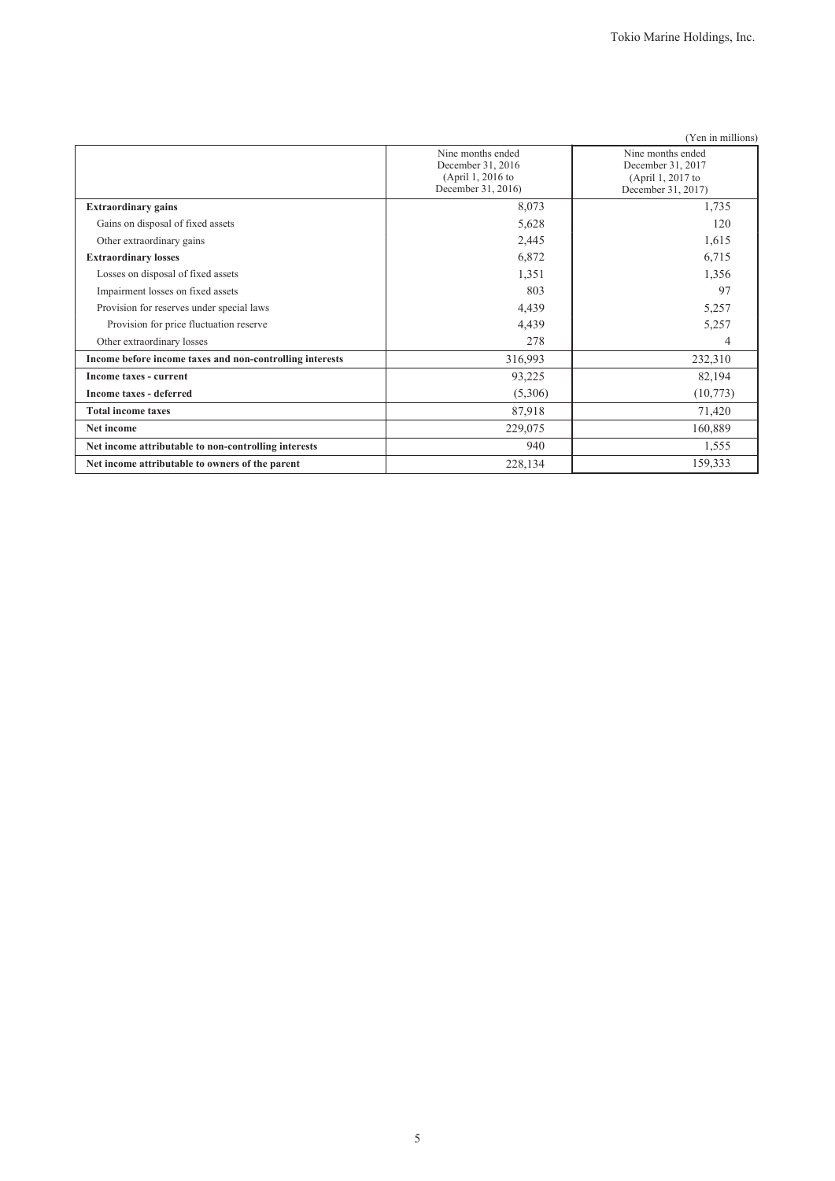(Yen in millions)

| | Nine months ended December 31, 2016 (April 1, 2016 to December 31, 2016) | Nine months ended December 31, 2017 (April 1, 2017 to December 31, 2017) |
|---|---|---|
| **Extraordinary gains** | 8,073 | 1,735 |
| Gains on disposal of fixed assets | 5,628 | 120 |
| Other extraordinary gains | 2,445 | 1,615 |
| **Extraordinary losses** | 6,872 | 6,715 |
| Losses on disposal of fixed assets | 1,351 | 1,356 |
| Impairment losses on fixed assets | 803 | 97 |
| Provision for reserves under special laws | 4,439 | 5,257 |
| Provision for price fluctuation reserve | 4,439 | 5,257 |
| Other extraordinary losses | 278 | 4 |
| **Income before income taxes and non-controlling interests** | 316,993 | 232,310 |
| **Income taxes - current** | 93,225 | 82,194 |
| **Income taxes - deferred** | (5,306) | (10,773) |
| **Total income taxes** | 87,918 | 71,420 |
| **Net income** | 229,075 | 160,889 |
| **Net income attributable to non-controlling interests** | 940 | 1,555 |
| **Net income attributable to owners of the parent** | 228,134 | 159,333 |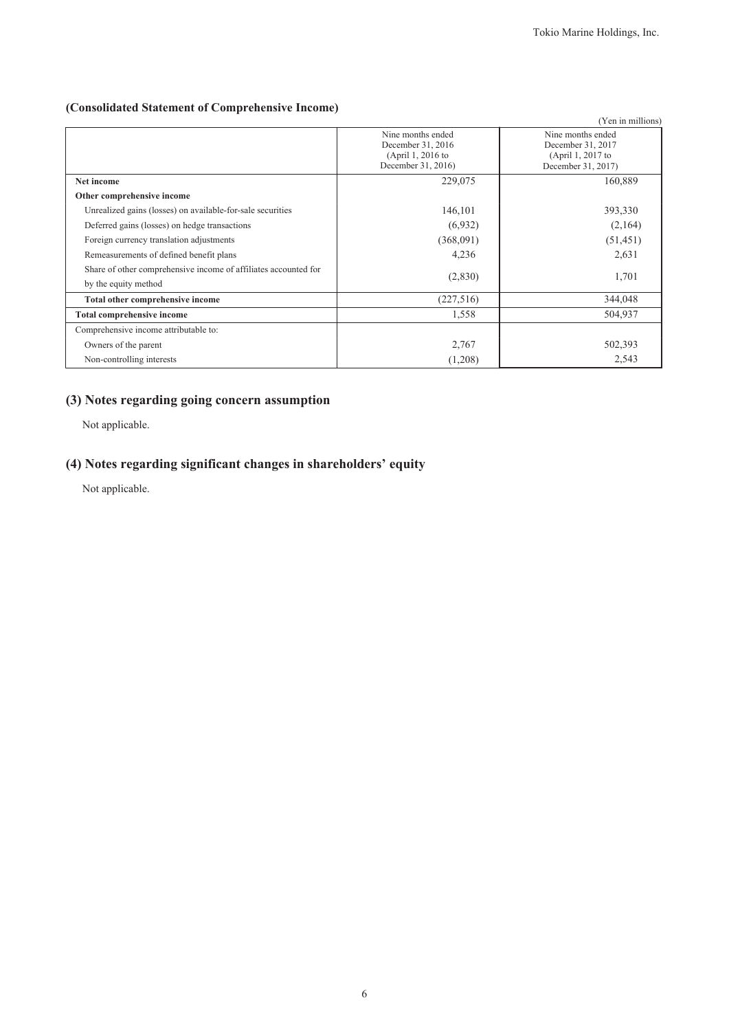### (Consolidated Statement of Comprehensive Income)

(Yen in millions)

| | Nine months ended December 31, 2016 (April 1, 2016 to December 31, 2016) | Nine months ended December 31, 2017 (April 1, 2017 to December 31, 2017) |
|---|---|---|
| **Net income** | 229,075 | 160,889 |
| **Other comprehensive income** | | |
| Unrealized gains (losses) on available-for-sale securities | 146,101 | 393,330 |
| Deferred gains (losses) on hedge transactions | (6,932) | (2,164) |
| Foreign currency translation adjustments | (368,091) | (51,451) |
| Remeasurements of defined benefit plans | 4,236 | 2,631 |
| Share of other comprehensive income of affiliates accounted for by the equity method | (2,830) | 1,701 |
| **Total other comprehensive income** | (227,516) | 344,048 |
| **Total comprehensive income** | 1,558 | 504,937 |
| Comprehensive income attributable to: | | |
| Owners of the parent | 2,767 | 502,393 |
| Non-controlling interests | (1,208) | 2,543 |

## (3) Notes regarding going concern assumption

Not applicable.

## (4) Notes regarding significant changes in shareholders' equity

Not applicable.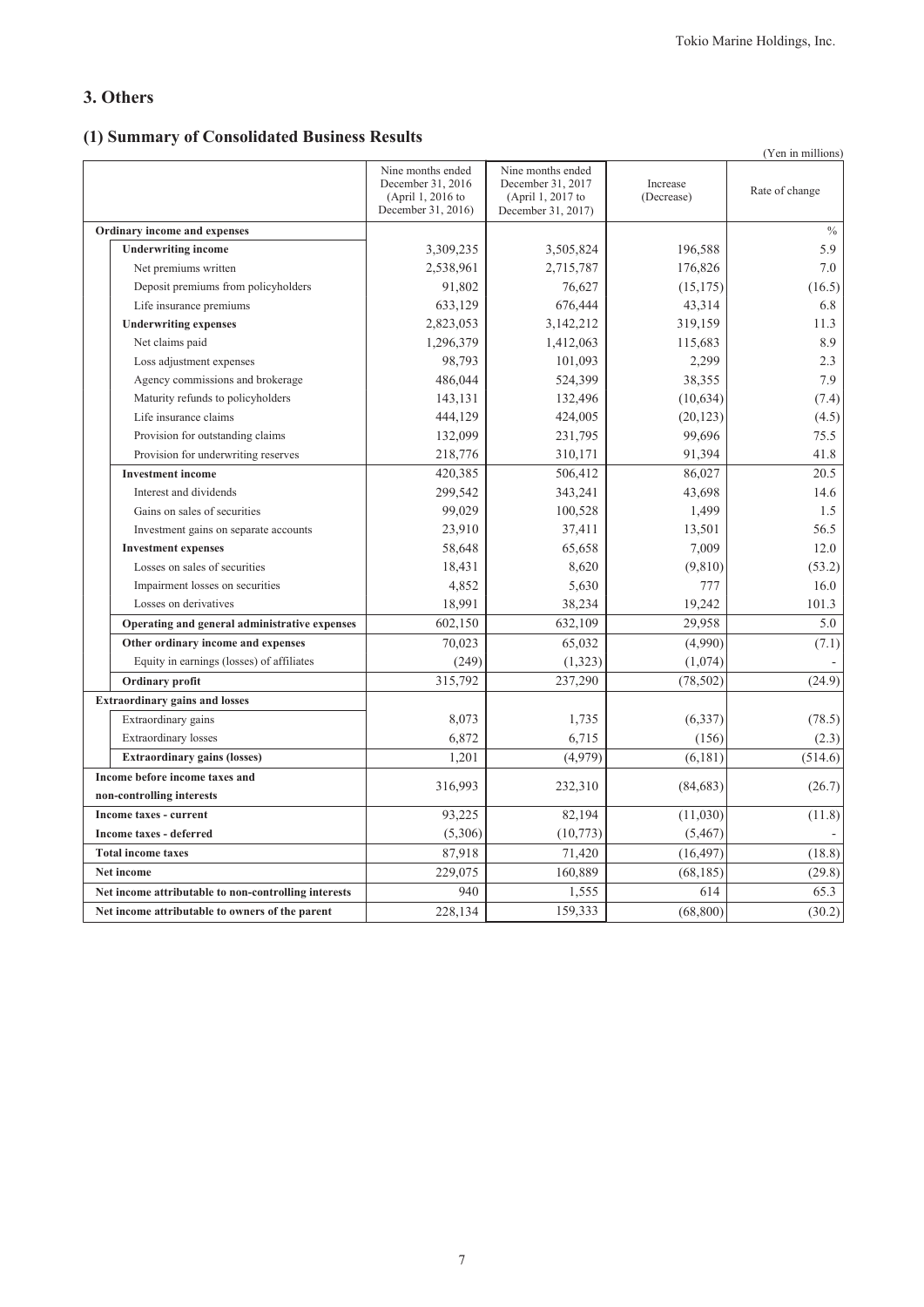## 3. Others

### (1) Summary of Consolidated Business Results

(Yen in millions)

| | Nine months ended December 31, 2016 (April 1, 2016 to December 31, 2016) | Nine months ended December 31, 2017 (April 1, 2017 to December 31, 2017) | Increase (Decrease) | Rate of change |
|---|---|---|---|---|
| **Ordinary income and expenses** | | | | % |
| **Underwriting income** | 3,309,235 | 3,505,824 | 196,588 | 5.9 |
| Net premiums written | 2,538,961 | 2,715,787 | 176,826 | 7.0 |
| Deposit premiums from policyholders | 91,802 | 76,627 | (15,175) | (16.5) |
| Life insurance premiums | 633,129 | 676,444 | 43,314 | 6.8 |
| **Underwriting expenses** | 2,823,053 | 3,142,212 | 319,159 | 11.3 |
| Net claims paid | 1,296,379 | 1,412,063 | 115,683 | 8.9 |
| Loss adjustment expenses | 98,793 | 101,093 | 2,299 | 2.3 |
| Agency commissions and brokerage | 486,044 | 524,399 | 38,355 | 7.9 |
| Maturity refunds to policyholders | 143,131 | 132,496 | (10,634) | (7.4) |
| Life insurance claims | 444,129 | 424,005 | (20,123) | (4.5) |
| Provision for outstanding claims | 132,099 | 231,795 | 99,696 | 75.5 |
| Provision for underwriting reserves | 218,776 | 310,171 | 91,394 | 41.8 |
| **Investment income** | 420,385 | 506,412 | 86,027 | 20.5 |
| Interest and dividends | 299,542 | 343,241 | 43,698 | 14.6 |
| Gains on sales of securities | 99,029 | 100,528 | 1,499 | 1.5 |
| Investment gains on separate accounts | 23,910 | 37,411 | 13,501 | 56.5 |
| **Investment expenses** | 58,648 | 65,658 | 7,009 | 12.0 |
| Losses on sales of securities | 18,431 | 8,620 | (9,810) | (53.2) |
| Impairment losses on securities | 4,852 | 5,630 | 777 | 16.0 |
| Losses on derivatives | 18,991 | 38,234 | 19,242 | 101.3 |
| **Operating and general administrative expenses** | 602,150 | 632,109 | 29,958 | 5.0 |
| **Other ordinary income and expenses** | 70,023 | 65,032 | (4,990) | (7.1) |
| Equity in earnings (losses) of affiliates | (249) | (1,323) | (1,074) | - |
| **Ordinary profit** | 315,792 | 237,290 | (78,502) | (24.9) |
| **Extraordinary gains and losses** | | | | |
| Extraordinary gains | 8,073 | 1,735 | (6,337) | (78.5) |
| Extraordinary losses | 6,872 | 6,715 | (156) | (2.3) |
| **Extraordinary gains (losses)** | 1,201 | (4,979) | (6,181) | (514.6) |
| **Income before income taxes and non-controlling interests** | 316,993 | 232,310 | (84,683) | (26.7) |
| **Income taxes - current** | 93,225 | 82,194 | (11,030) | (11.8) |
| **Income taxes - deferred** | (5,306) | (10,773) | (5,467) | - |
| **Total income taxes** | 87,918 | 71,420 | (16,497) | (18.8) |
| **Net income** | 229,075 | 160,889 | (68,185) | (29.8) |
| **Net income attributable to non-controlling interests** | 940 | 1,555 | 614 | 65.3 |
| **Net income attributable to owners of the parent** | 228,134 | 159,333 | (68,800) | (30.2) |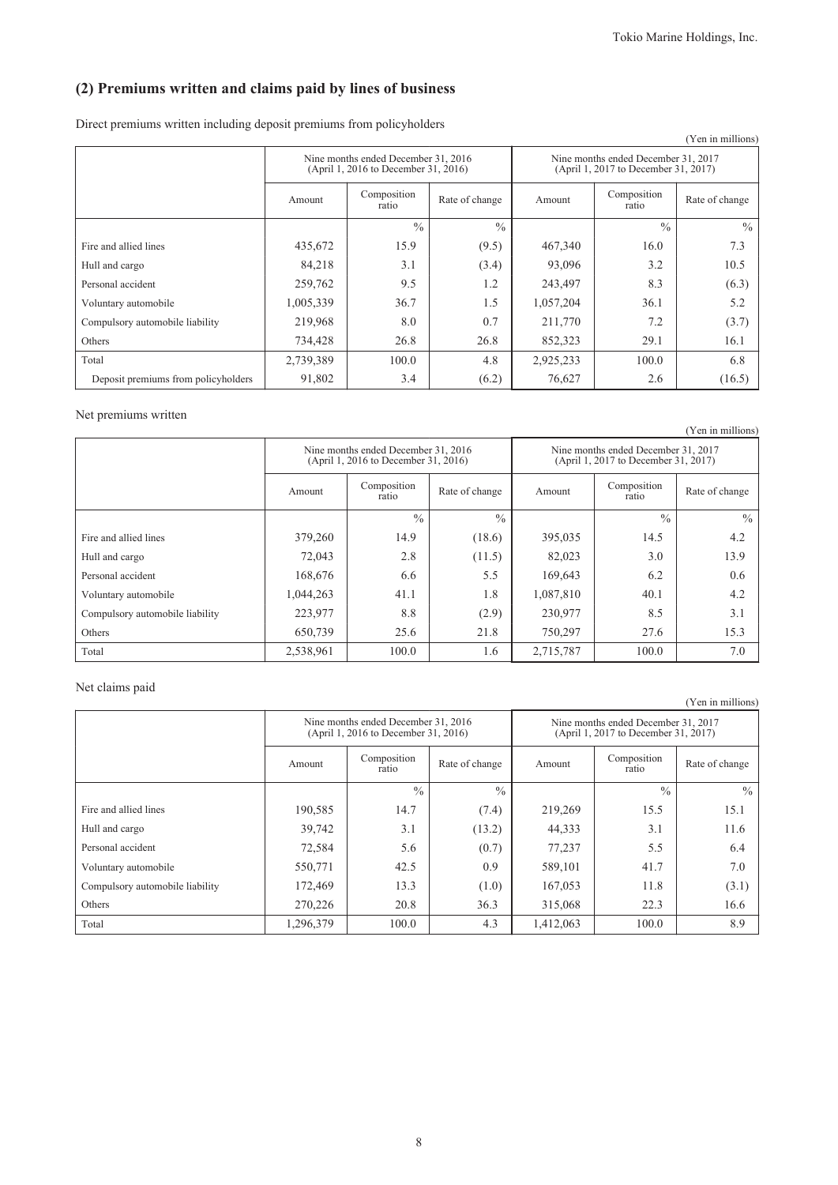## (2) Premiums written and claims paid by lines of business

Direct premiums written including deposit premiums from policyholders

(Yen in millions)

| | Nine months ended December 31, 2016 (April 1, 2016 to December 31, 2016) | | | Nine months ended December 31, 2017 (April 1, 2017 to December 31, 2017) | | |
|---|---|---|---|---|---|---|
| | Amount | Composition ratio | Rate of change | Amount | Composition ratio | Rate of change |
| | | % | % | | % | % |
| Fire and allied lines | 435,672 | 15.9 | (9.5) | 467,340 | 16.0 | 7.3 |
| Hull and cargo | 84,218 | 3.1 | (3.4) | 93,096 | 3.2 | 10.5 |
| Personal accident | 259,762 | 9.5 | 1.2 | 243,497 | 8.3 | (6.3) |
| Voluntary automobile | 1,005,339 | 36.7 | 1.5 | 1,057,204 | 36.1 | 5.2 |
| Compulsory automobile liability | 219,968 | 8.0 | 0.7 | 211,770 | 7.2 | (3.7) |
| Others | 734,428 | 26.8 | 26.8 | 852,323 | 29.1 | 16.1 |
| Total | 2,739,389 | 100.0 | 4.8 | 2,925,233 | 100.0 | 6.8 |
| Deposit premiums from policyholders | 91,802 | 3.4 | (6.2) | 76,627 | 2.6 | (16.5) |

Net premiums written

(Yen in millions)

| | Nine months ended December 31, 2016 (April 1, 2016 to December 31, 2016) | | | Nine months ended December 31, 2017 (April 1, 2017 to December 31, 2017) | | |
|---|---|---|---|---|---|---|
| | Amount | Composition ratio | Rate of change | Amount | Composition ratio | Rate of change |
| | | % | % | | % | % |
| Fire and allied lines | 379,260 | 14.9 | (18.6) | 395,035 | 14.5 | 4.2 |
| Hull and cargo | 72,043 | 2.8 | (11.5) | 82,023 | 3.0 | 13.9 |
| Personal accident | 168,676 | 6.6 | 5.5 | 169,643 | 6.2 | 0.6 |
| Voluntary automobile | 1,044,263 | 41.1 | 1.8 | 1,087,810 | 40.1 | 4.2 |
| Compulsory automobile liability | 223,977 | 8.8 | (2.9) | 230,977 | 8.5 | 3.1 |
| Others | 650,739 | 25.6 | 21.8 | 750,297 | 27.6 | 15.3 |
| Total | 2,538,961 | 100.0 | 1.6 | 2,715,787 | 100.0 | 7.0 |

Net claims paid

(Yen in millions)

| | Nine months ended December 31, 2016 (April 1, 2016 to December 31, 2016) | | | Nine months ended December 31, 2017 (April 1, 2017 to December 31, 2017) | | |
|---|---|---|---|---|---|---|
| | Amount | Composition ratio | Rate of change | Amount | Composition ratio | Rate of change |
| | | % | % | | % | % |
| Fire and allied lines | 190,585 | 14.7 | (7.4) | 219,269 | 15.5 | 15.1 |
| Hull and cargo | 39,742 | 3.1 | (13.2) | 44,333 | 3.1 | 11.6 |
| Personal accident | 72,584 | 5.6 | (0.7) | 77,237 | 5.5 | 6.4 |
| Voluntary automobile | 550,771 | 42.5 | 0.9 | 589,101 | 41.7 | 7.0 |
| Compulsory automobile liability | 172,469 | 13.3 | (1.0) | 167,053 | 11.8 | (3.1) |
| Others | 270,226 | 20.8 | 36.3 | 315,068 | 22.3 | 16.6 |
| Total | 1,296,379 | 100.0 | 4.3 | 1,412,063 | 100.0 | 8.9 |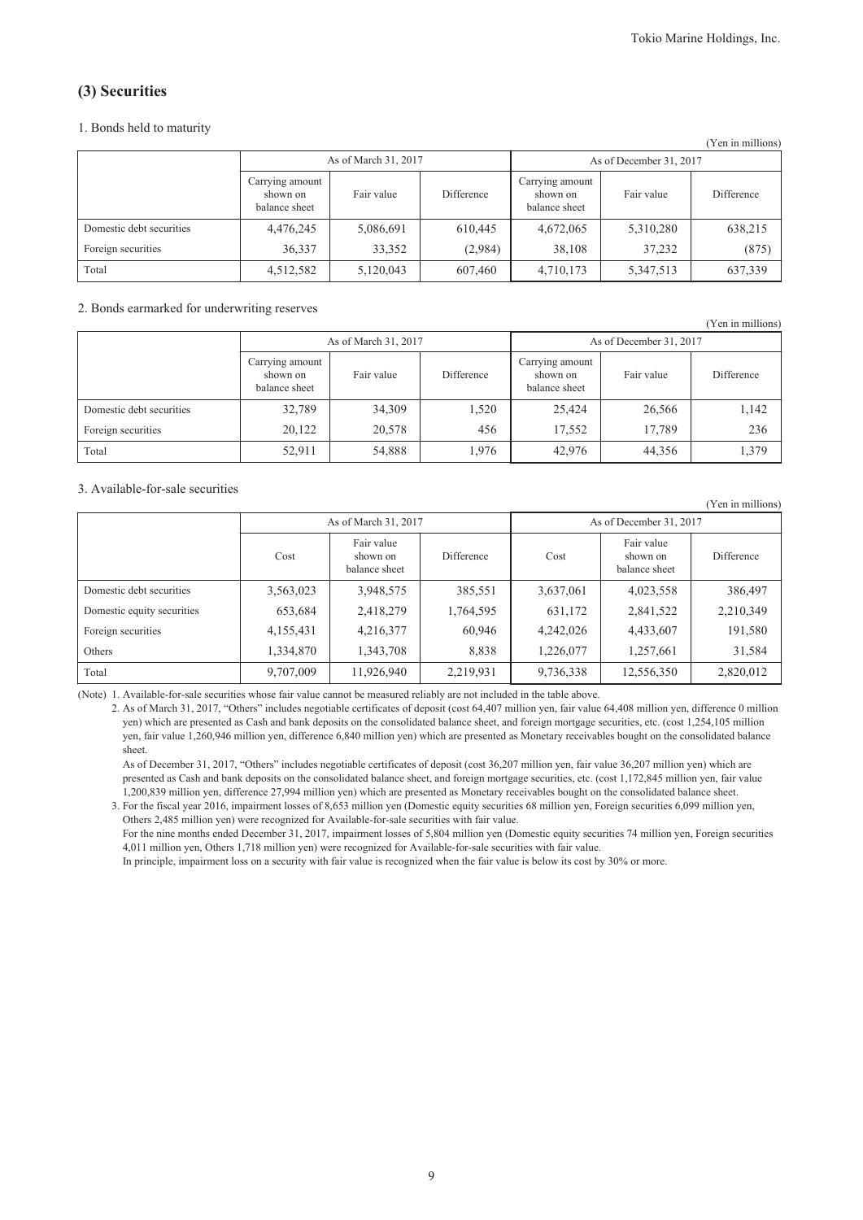## (3) Securities

1. Bonds held to maturity

(Yen in millions)

| | As of March 31, 2017 | | | As of December 31, 2017 | | |
|---|---|---|---|---|---|---|
| | Carrying amount shown on balance sheet | Fair value | Difference | Carrying amount shown on balance sheet | Fair value | Difference |
| Domestic debt securities | 4,476,245 | 5,086,691 | 610,445 | 4,672,065 | 5,310,280 | 638,215 |
| Foreign securities | 36,337 | 33,352 | (2,984) | 38,108 | 37,232 | (875) |
| Total | 4,512,582 | 5,120,043 | 607,460 | 4,710,173 | 5,347,513 | 637,339 |

2. Bonds earmarked for underwriting reserves

(Yen in millions)

| | As of March 31, 2017 | | | As of December 31, 2017 | | |
|---|---|---|---|---|---|---|
| | Carrying amount shown on balance sheet | Fair value | Difference | Carrying amount shown on balance sheet | Fair value | Difference |
| Domestic debt securities | 32,789 | 34,309 | 1,520 | 25,424 | 26,566 | 1,142 |
| Foreign securities | 20,122 | 20,578 | 456 | 17,552 | 17,789 | 236 |
| Total | 52,911 | 54,888 | 1,976 | 42,976 | 44,356 | 1,379 |

3. Available-for-sale securities

(Yen in millions)

| | As of March 31, 2017 | | | As of December 31, 2017 | | |
|---|---|---|---|---|---|---|
| | Cost | Fair value shown on balance sheet | Difference | Cost | Fair value shown on balance sheet | Difference |
| Domestic debt securities | 3,563,023 | 3,948,575 | 385,551 | 3,637,061 | 4,023,558 | 386,497 |
| Domestic equity securities | 653,684 | 2,418,279 | 1,764,595 | 631,172 | 2,841,522 | 2,210,349 |
| Foreign securities | 4,155,431 | 4,216,377 | 60,946 | 4,242,026 | 4,433,607 | 191,580 |
| Others | 1,334,870 | 1,343,708 | 8,838 | 1,226,077 | 1,257,661 | 31,584 |
| Total | 9,707,009 | 11,926,940 | 2,219,931 | 9,736,338 | 12,556,350 | 2,820,012 |

(Note) 1. Available-for-sale securities whose fair value cannot be measured reliably are not included in the table above.

2. As of March 31, 2017, "Others" includes negotiable certificates of deposit (cost 64,407 million yen, fair value 64,408 million yen, difference 0 million yen) which are presented as Cash and bank deposits on the consolidated balance sheet, and foreign mortgage securities, etc. (cost 1,254,105 million yen, fair value 1,260,946 million yen, difference 6,840 million yen) which are presented as Monetary receivables bought on the consolidated balance sheet.

As of December 31, 2017, "Others" includes negotiable certificates of deposit (cost 36,207 million yen, fair value 36,207 million yen) which are presented as Cash and bank deposits on the consolidated balance sheet, and foreign mortgage securities, etc. (cost 1,172,845 million yen, fair value 1,200,839 million yen, difference 27,994 million yen) which are presented as Monetary receivables bought on the consolidated balance sheet.

3. For the fiscal year 2016, impairment losses of 8,653 million yen (Domestic equity securities 68 million yen, Foreign securities 6,099 million yen, Others 2,485 million yen) were recognized for Available-for-sale securities with fair value.

For the nine months ended December 31, 2017, impairment losses of 5,804 million yen (Domestic equity securities 74 million yen, Foreign securities 4,011 million yen, Others 1,718 million yen) were recognized for Available-for-sale securities with fair value.

In principle, impairment loss on a security with fair value is recognized when the fair value is below its cost by 30% or more.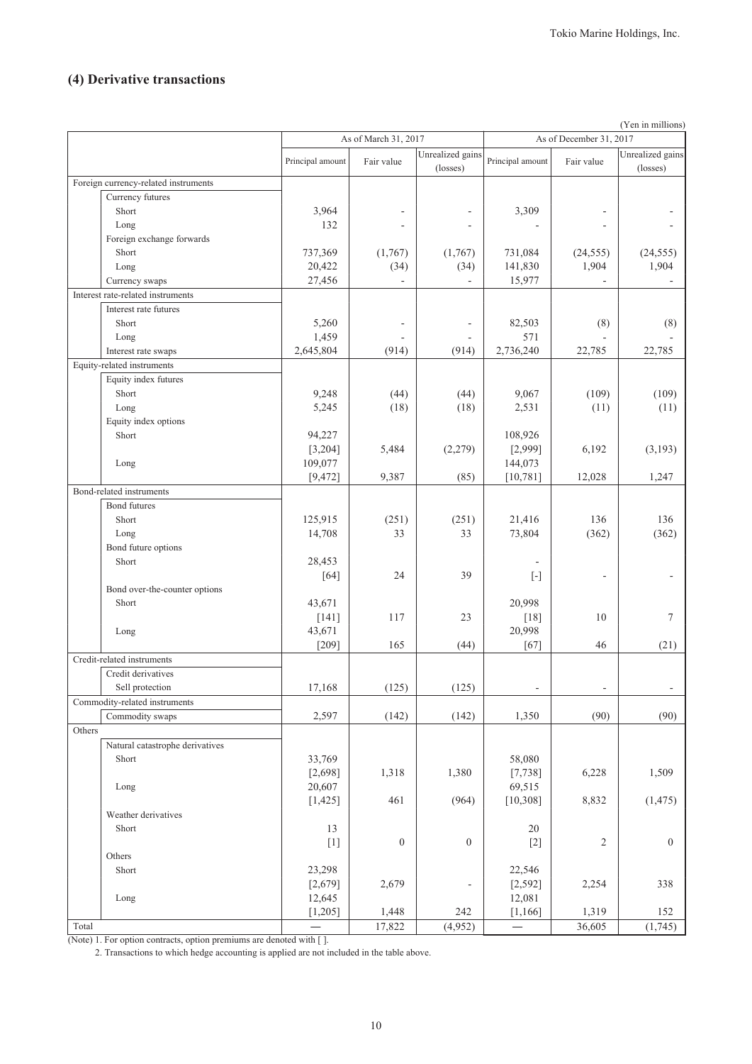## (4) Derivative transactions

(Yen in millions)

| | As of March 31, 2017 | | | As of December 31, 2017 | | |
|---|---|---|---|---|---|---|
| | Principal amount | Fair value | Unrealized gains (losses) | Principal amount | Fair value | Unrealized gains (losses) |
| **Foreign currency-related instruments** | | | | | | |
| Currency futures | | | | | | |
| Short | 3,964 | - | - | 3,309 | - | - |
| Long | 132 | - | - | - | - | - |
| Foreign exchange forwards | | | | | | |
| Short | 737,369 | (1,767) | (1,767) | 731,084 | (24,555) | (24,555) |
| Long | 20,422 | (34) | (34) | 141,830 | 1,904 | 1,904 |
| Currency swaps | 27,456 | - | - | 15,977 | - | - |
| **Interest rate-related instruments** | | | | | | |
| Interest rate futures | | | | | | |
| Short | 5,260 | - | - | 82,503 | (8) | (8) |
| Long | 1,459 | - | - | 571 | - | - |
| Interest rate swaps | 2,645,804 | (914) | (914) | 2,736,240 | 22,785 | 22,785 |
| **Equity-related instruments** | | | | | | |
| Equity index futures | | | | | | |
| Short | 9,248 | (44) | (44) | 9,067 | (109) | (109) |
| Long | 5,245 | (18) | (18) | 2,531 | (11) | (11) |
| Equity index options | | | | | | |
| Short | 94,227 [3,204] | 5,484 | (2,279) | 108,926 [2,999] | 6,192 | (3,193) |
| Long | 109,077 [9,472] | 9,387 | (85) | 144,073 [10,781] | 12,028 | 1,247 |
| **Bond-related instruments** | | | | | | |
| Bond futures | | | | | | |
| Short | 125,915 | (251) | (251) | 21,416 | 136 | 136 |
| Long | 14,708 | 33 | 33 | 73,804 | (362) | (362) |
| Bond future options | | | | | | |
| Short | 28,453 [64] | 24 | 39 | - [-] | - | - |
| Bond over-the-counter options | | | | | | |
| Short | 43,671 [141] | 117 | 23 | 20,998 [18] | 10 | 7 |
| Long | 43,671 [209] | 165 | (44) | 20,998 [67] | 46 | (21) |
| **Credit-related instruments** | | | | | | |
| Credit derivatives | | | | | | |
| Sell protection | 17,168 | (125) | (125) | - | - | - |
| **Commodity-related instruments** | | | | | | |
| Commodity swaps | 2,597 | (142) | (142) | 1,350 | (90) | (90) |
| **Others** | | | | | | |
| Natural catastrophe derivatives | | | | | | |
| Short | 33,769 [2,698] | 1,318 | 1,380 | 58,080 [7,738] | 6,228 | 1,509 |
| Long | 20,607 [1,425] | 461 | (964) | 69,515 [10,308] | 8,832 | (1,475) |
| Weather derivatives | | | | | | |
| Short | 13 [1] | 0 | 0 | 20 [2] | 2 | 0 |
| Others | | | | | | |
| Short | 23,298 [2,679] | 2,679 | - | 22,546 [2,592] | 2,254 | 338 |
| Long | 12,645 [1,205] | 1,448 | 242 | 12,081 [1,166] | 1,319 | 152 |
| **Total** | ― | 17,822 | (4,952) | ― | 36,605 | (1,745) |

(Note) 1. For option contracts, option premiums are denoted with [ ].

2. Transactions to which hedge accounting is applied are not included in the table above.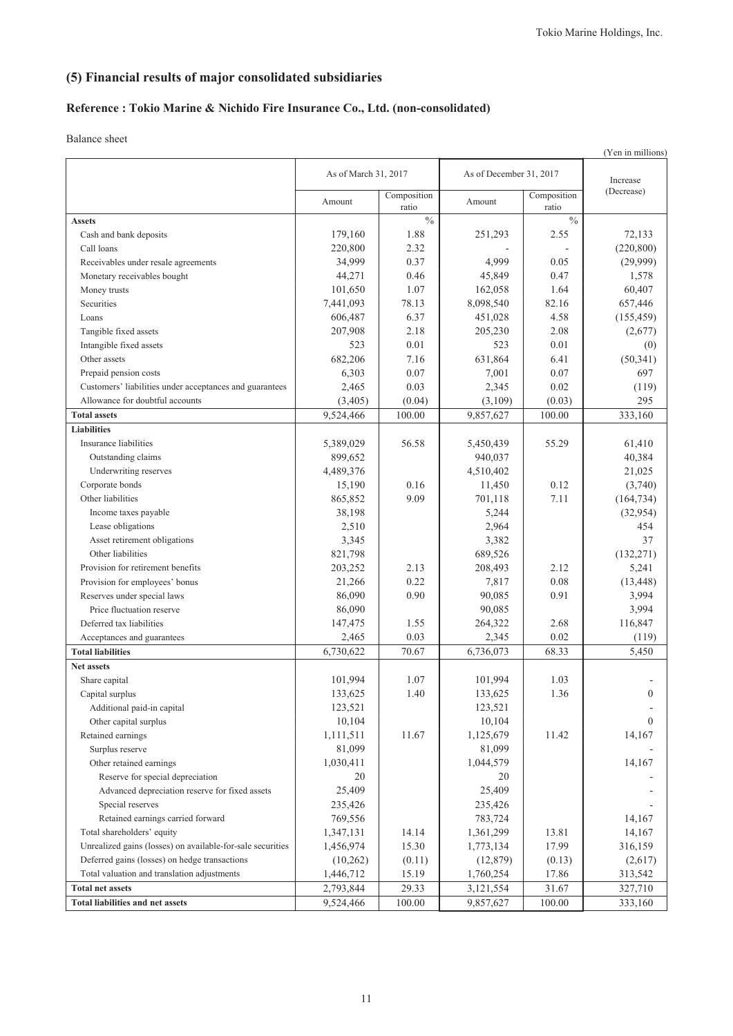## (5) Financial results of major consolidated subsidiaries

### Reference : Tokio Marine & Nichido Fire Insurance Co., Ltd. (non-consolidated)

Balance sheet

(Yen in millions)

| | As of March 31, 2017 | | As of December 31, 2017 | | Increase (Decrease) |
|---|---|---|---|---|---|
| | Amount | Composition ratio | Amount | Composition ratio | |
| **Assets** | | % | | % | |
| Cash and bank deposits | 179,160 | 1.88 | 251,293 | 2.55 | 72,133 |
| Call loans | 220,800 | 2.32 | - | - | (220,800) |
| Receivables under resale agreements | 34,999 | 0.37 | 4,999 | 0.05 | (29,999) |
| Monetary receivables bought | 44,271 | 0.46 | 45,849 | 0.47 | 1,578 |
| Money trusts | 101,650 | 1.07 | 162,058 | 1.64 | 60,407 |
| Securities | 7,441,093 | 78.13 | 8,098,540 | 82.16 | 657,446 |
| Loans | 606,487 | 6.37 | 451,028 | 4.58 | (155,459) |
| Tangible fixed assets | 207,908 | 2.18 | 205,230 | 2.08 | (2,677) |
| Intangible fixed assets | 523 | 0.01 | 523 | 0.01 | (0) |
| Other assets | 682,206 | 7.16 | 631,864 | 6.41 | (50,341) |
| Prepaid pension costs | 6,303 | 0.07 | 7,001 | 0.07 | 697 |
| Customers' liabilities under acceptances and guarantees | 2,465 | 0.03 | 2,345 | 0.02 | (119) |
| Allowance for doubtful accounts | (3,405) | (0.04) | (3,109) | (0.03) | 295 |
| **Total assets** | 9,524,466 | 100.00 | 9,857,627 | 100.00 | 333,160 |
| **Liabilities** | | | | | |
| Insurance liabilities | 5,389,029 | 56.58 | 5,450,439 | 55.29 | 61,410 |
| Outstanding claims | 899,652 | | 940,037 | | 40,384 |
| Underwriting reserves | 4,489,376 | | 4,510,402 | | 21,025 |
| Corporate bonds | 15,190 | 0.16 | 11,450 | 0.12 | (3,740) |
| Other liabilities | 865,852 | 9.09 | 701,118 | 7.11 | (164,734) |
| Income taxes payable | 38,198 | | 5,244 | | (32,954) |
| Lease obligations | 2,510 | | 2,964 | | 454 |
| Asset retirement obligations | 3,345 | | 3,382 | | 37 |
| Other liabilities | 821,798 | | 689,526 | | (132,271) |
| Provision for retirement benefits | 203,252 | 2.13 | 208,493 | 2.12 | 5,241 |
| Provision for employees' bonus | 21,266 | 0.22 | 7,817 | 0.08 | (13,448) |
| Reserves under special laws | 86,090 | 0.90 | 90,085 | 0.91 | 3,994 |
| Price fluctuation reserve | 86,090 | | 90,085 | | 3,994 |
| Deferred tax liabilities | 147,475 | 1.55 | 264,322 | 2.68 | 116,847 |
| Acceptances and guarantees | 2,465 | 0.03 | 2,345 | 0.02 | (119) |
| **Total liabilities** | 6,730,622 | 70.67 | 6,736,073 | 68.33 | 5,450 |
| **Net assets** | | | | | |
| Share capital | 101,994 | 1.07 | 101,994 | 1.03 | - |
| Capital surplus | 133,625 | 1.40 | 133,625 | 1.36 | 0 |
| Additional paid-in capital | 123,521 | | 123,521 | | - |
| Other capital surplus | 10,104 | | 10,104 | | 0 |
| Retained earnings | 1,111,511 | 11.67 | 1,125,679 | 11.42 | 14,167 |
| Surplus reserve | 81,099 | | 81,099 | | - |
| Other retained earnings | 1,030,411 | | 1,044,579 | | 14,167 |
| Reserve for special depreciation | 20 | | 20 | | - |
| Advanced depreciation reserve for fixed assets | 25,409 | | 25,409 | | - |
| Special reserves | 235,426 | | 235,426 | | - |
| Retained earnings carried forward | 769,556 | | 783,724 | | 14,167 |
| Total shareholders' equity | 1,347,131 | 14.14 | 1,361,299 | 13.81 | 14,167 |
| Unrealized gains (losses) on available-for-sale securities | 1,456,974 | 15.30 | 1,773,134 | 17.99 | 316,159 |
| Deferred gains (losses) on hedge transactions | (10,262) | (0.11) | (12,879) | (0.13) | (2,617) |
| Total valuation and translation adjustments | 1,446,712 | 15.19 | 1,760,254 | 17.86 | 313,542 |
| **Total net assets** | 2,793,844 | 29.33 | 3,121,554 | 31.67 | 327,710 |
| **Total liabilities and net assets** | 9,524,466 | 100.00 | 9,857,627 | 100.00 | 333,160 |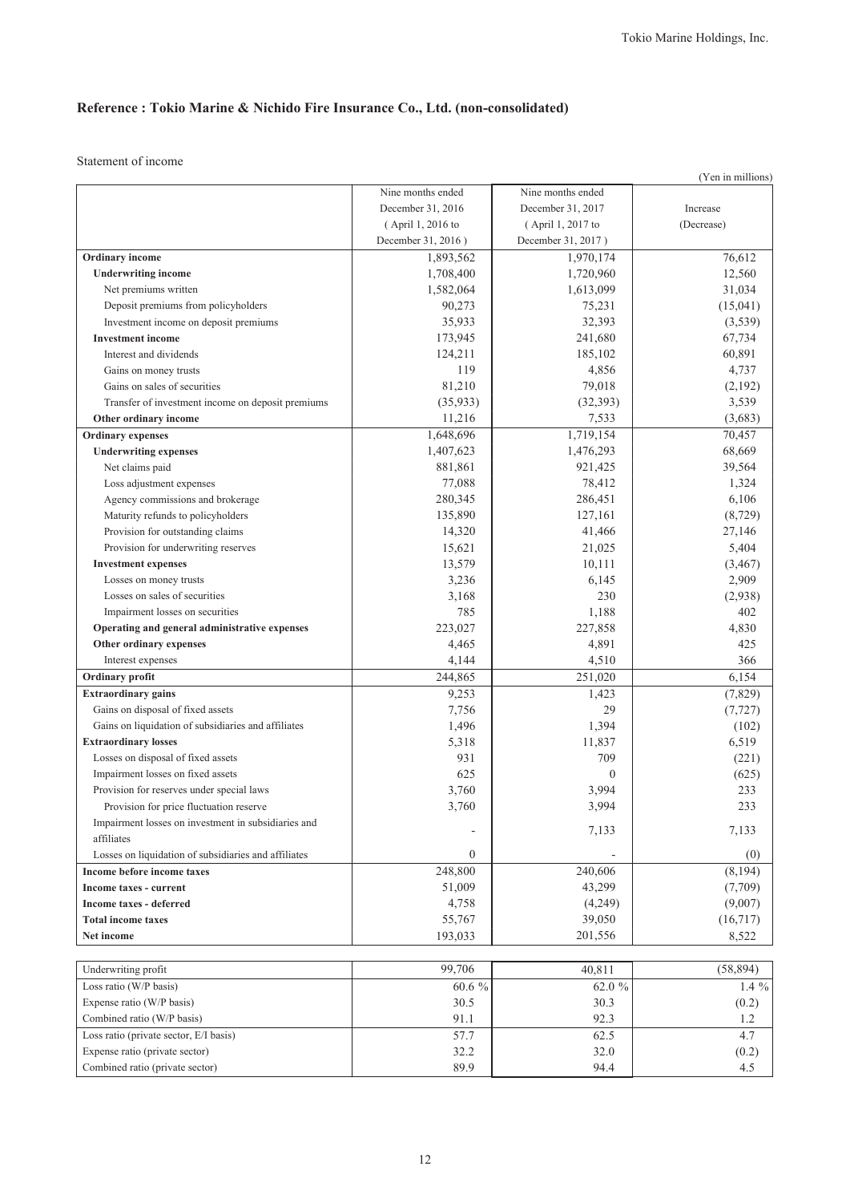## Reference : Tokio Marine & Nichido Fire Insurance Co., Ltd. (non-consolidated)

Statement of income

(Yen in millions)

| | Nine months ended December 31, 2016 ( April 1, 2016 to December 31, 2016 ) | Nine months ended December 31, 2017 ( April 1, 2017 to December 31, 2017 ) | Increase (Decrease) |
|---|---|---|---|
| **Ordinary income** | 1,893,562 | 1,970,174 | 76,612 |
| **Underwriting income** | 1,708,400 | 1,720,960 | 12,560 |
| Net premiums written | 1,582,064 | 1,613,099 | 31,034 |
| Deposit premiums from policyholders | 90,273 | 75,231 | (15,041) |
| Investment income on deposit premiums | 35,933 | 32,393 | (3,539) |
| **Investment income** | 173,945 | 241,680 | 67,734 |
| Interest and dividends | 124,211 | 185,102 | 60,891 |
| Gains on money trusts | 119 | 4,856 | 4,737 |
| Gains on sales of securities | 81,210 | 79,018 | (2,192) |
| Transfer of investment income on deposit premiums | (35,933) | (32,393) | 3,539 |
| **Other ordinary income** | 11,216 | 7,533 | (3,683) |
| **Ordinary expenses** | 1,648,696 | 1,719,154 | 70,457 |
| **Underwriting expenses** | 1,407,623 | 1,476,293 | 68,669 |
| Net claims paid | 881,861 | 921,425 | 39,564 |
| Loss adjustment expenses | 77,088 | 78,412 | 1,324 |
| Agency commissions and brokerage | 280,345 | 286,451 | 6,106 |
| Maturity refunds to policyholders | 135,890 | 127,161 | (8,729) |
| Provision for outstanding claims | 14,320 | 41,466 | 27,146 |
| Provision for underwriting reserves | 15,621 | 21,025 | 5,404 |
| **Investment expenses** | 13,579 | 10,111 | (3,467) |
| Losses on money trusts | 3,236 | 6,145 | 2,909 |
| Losses on sales of securities | 3,168 | 230 | (2,938) |
| Impairment losses on securities | 785 | 1,188 | 402 |
| **Operating and general administrative expenses** | 223,027 | 227,858 | 4,830 |
| **Other ordinary expenses** | 4,465 | 4,891 | 425 |
| Interest expenses | 4,144 | 4,510 | 366 |
| **Ordinary profit** | 244,865 | 251,020 | 6,154 |
| **Extraordinary gains** | 9,253 | 1,423 | (7,829) |
| Gains on disposal of fixed assets | 7,756 | 29 | (7,727) |
| Gains on liquidation of subsidiaries and affiliates | 1,496 | 1,394 | (102) |
| **Extraordinary losses** | 5,318 | 11,837 | 6,519 |
| Losses on disposal of fixed assets | 931 | 709 | (221) |
| Impairment losses on fixed assets | 625 | 0 | (625) |
| Provision for reserves under special laws | 3,760 | 3,994 | 233 |
| Provision for price fluctuation reserve | 3,760 | 3,994 | 233 |
| Impairment losses on investment in subsidiaries and affiliates | - | 7,133 | 7,133 |
| Losses on liquidation of subsidiaries and affiliates | 0 | - | (0) |
| **Income before income taxes** | 248,800 | 240,606 | (8,194) |
| **Income taxes - current** | 51,009 | 43,299 | (7,709) |
| **Income taxes - deferred** | 4,758 | (4,249) | (9,007) |
| **Total income taxes** | 55,767 | 39,050 | (16,717) |
| **Net income** | 193,033 | 201,556 | 8,522 |

| | | | |
|---|---|---|---|
| Underwriting profit | 99,706 | 40,811 | (58,894) |
| Loss ratio (W/P basis) | 60.6 % | 62.0 % | 1.4 % |
| Expense ratio (W/P basis) | 30.5 | 30.3 | (0.2) |
| Combined ratio (W/P basis) | 91.1 | 92.3 | 1.2 |
| Loss ratio (private sector, E/I basis) | 57.7 | 62.5 | 4.7 |
| Expense ratio (private sector) | 32.2 | 32.0 | (0.2) |
| Combined ratio (private sector) | 89.9 | 94.4 | 4.5 |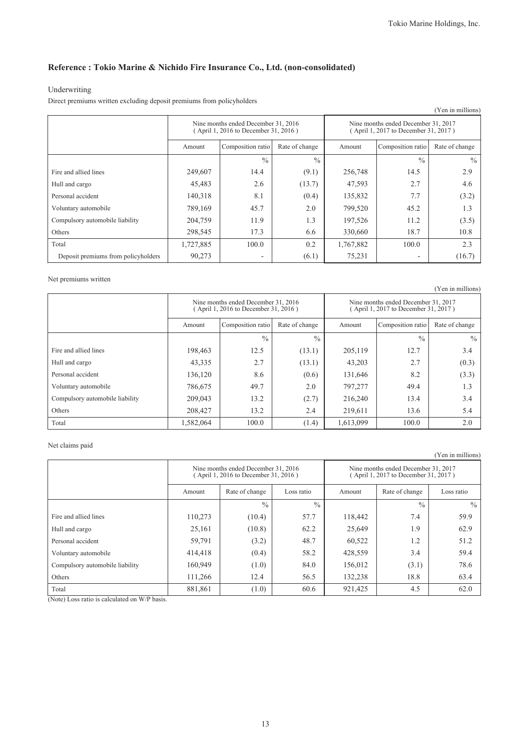## Reference : Tokio Marine & Nichido Fire Insurance Co., Ltd. (non-consolidated)

### Underwriting

Direct premiums written excluding deposit premiums from policyholders

(Yen in millions)

| | Nine months ended December 31, 2016 ( April 1, 2016 to December 31, 2016 ) | | | Nine months ended December 31, 2017 ( April 1, 2017 to December 31, 2017 ) | | |
|---|---|---|---|---|---|---|
| | Amount | Composition ratio | Rate of change | Amount | Composition ratio | Rate of change |
| | | % | % | | % | % |
| Fire and allied lines | 249,607 | 14.4 | (9.1) | 256,748 | 14.5 | 2.9 |
| Hull and cargo | 45,483 | 2.6 | (13.7) | 47,593 | 2.7 | 4.6 |
| Personal accident | 140,318 | 8.1 | (0.4) | 135,832 | 7.7 | (3.2) |
| Voluntary automobile | 789,169 | 45.7 | 2.0 | 799,520 | 45.2 | 1.3 |
| Compulsory automobile liability | 204,759 | 11.9 | 1.3 | 197,526 | 11.2 | (3.5) |
| Others | 298,545 | 17.3 | 6.6 | 330,660 | 18.7 | 10.8 |
| Total | 1,727,885 | 100.0 | 0.2 | 1,767,882 | 100.0 | 2.3 |
| Deposit premiums from policyholders | 90,273 | - | (6.1) | 75,231 | - | (16.7) |

Net premiums written

(Yen in millions)

| | Nine months ended December 31, 2016 ( April 1, 2016 to December 31, 2016 ) | | | Nine months ended December 31, 2017 ( April 1, 2017 to December 31, 2017 ) | | |
|---|---|---|---|---|---|---|
| | Amount | Composition ratio | Rate of change | Amount | Composition ratio | Rate of change |
| | | % | % | | % | % |
| Fire and allied lines | 198,463 | 12.5 | (13.1) | 205,119 | 12.7 | 3.4 |
| Hull and cargo | 43,335 | 2.7 | (13.1) | 43,203 | 2.7 | (0.3) |
| Personal accident | 136,120 | 8.6 | (0.6) | 131,646 | 8.2 | (3.3) |
| Voluntary automobile | 786,675 | 49.7 | 2.0 | 797,277 | 49.4 | 1.3 |
| Compulsory automobile liability | 209,043 | 13.2 | (2.7) | 216,240 | 13.4 | 3.4 |
| Others | 208,427 | 13.2 | 2.4 | 219,611 | 13.6 | 5.4 |
| Total | 1,582,064 | 100.0 | (1.4) | 1,613,099 | 100.0 | 2.0 |

Net claims paid

(Yen in millions)

| | Nine months ended December 31, 2016 ( April 1, 2016 to December 31, 2016 ) | | | Nine months ended December 31, 2017 ( April 1, 2017 to December 31, 2017 ) | | |
|---|---|---|---|---|---|---|
| | Amount | Rate of change | Loss ratio | Amount | Rate of change | Loss ratio |
| | | % | % | | % | % |
| Fire and allied lines | 110,273 | (10.4) | 57.7 | 118,442 | 7.4 | 59.9 |
| Hull and cargo | 25,161 | (10.8) | 62.2 | 25,649 | 1.9 | 62.9 |
| Personal accident | 59,791 | (3.2) | 48.7 | 60,522 | 1.2 | 51.2 |
| Voluntary automobile | 414,418 | (0.4) | 58.2 | 428,559 | 3.4 | 59.4 |
| Compulsory automobile liability | 160,949 | (1.0) | 84.0 | 156,012 | (3.1) | 78.6 |
| Others | 111,266 | 12.4 | 56.5 | 132,238 | 18.8 | 63.4 |
| Total | 881,861 | (1.0) | 60.6 | 921,425 | 4.5 | 62.0 |

(Note) Loss ratio is calculated on W/P basis.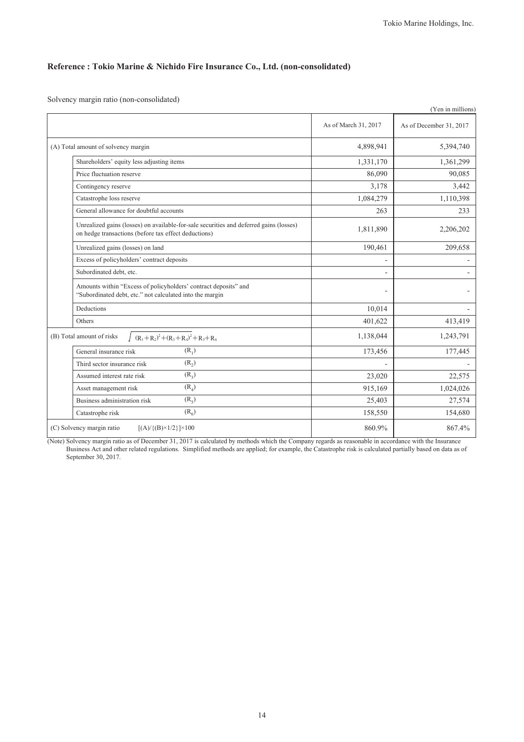## Reference : Tokio Marine & Nichido Fire Insurance Co., Ltd. (non-consolidated)

Solvency margin ratio (non-consolidated)

(Yen in millions)

| | | As of March 31, 2017 | As of December 31, 2017 |
|---|---|---|---|
| (A) Total amount of solvency margin | | 4,898,941 | 5,394,740 |
| | Shareholders' equity less adjusting items | 1,331,170 | 1,361,299 |
| | Price fluctuation reserve | 86,090 | 90,085 |
| | Contingency reserve | 3,178 | 3,442 |
| | Catastrophe loss reserve | 1,084,279 | 1,110,398 |
| | General allowance for doubtful accounts | 263 | 233 |
| | Unrealized gains (losses) on available-for-sale securities and deferred gains (losses) on hedge transactions (before tax effect deductions) | 1,811,890 | 2,206,202 |
| | Unrealized gains (losses) on land | 190,461 | 209,658 |
| | Excess of policyholders' contract deposits | - | - |
| | Subordinated debt, etc. | - | - |
| | Amounts within "Excess of policyholders' contract deposits" and "Subordinated debt, etc." not calculated into the margin | - | - |
| | Deductions | 10,014 | - |
| | Others | 401,622 | 413,419 |
| (B) Total amount of risks $\sqrt{(R_1+R_2)^2+(R_3+R_4)^2}+R_5+R_6$ | | 1,138,044 | 1,243,791 |
| | General insurance risk $(R_1)$ | 173,456 | 177,445 |
| | Third sector insurance risk $(R_2)$ | - | - |
| | Assumed interest rate risk $(R_3)$ | 23,020 | 22,575 |
| | Asset management risk $(R_4)$ | 915,169 | 1,024,026 |
| | Business administration risk $(R_5)$ | 25,403 | 27,574 |
| | Catastrophe risk $(R_6)$ | 158,550 | 154,680 |
| (C) Solvency margin ratio $[(A)/\{(B)\times 1/2\}]\times 100$ | | 860.9% | 867.4% |

(Note) Solvency margin ratio as of December 31, 2017 is calculated by methods which the Company regards as reasonable in accordance with the Insurance Business Act and other related regulations. Simplified methods are applied; for example, the Catastrophe risk is calculated partially based on data as of September 30, 2017.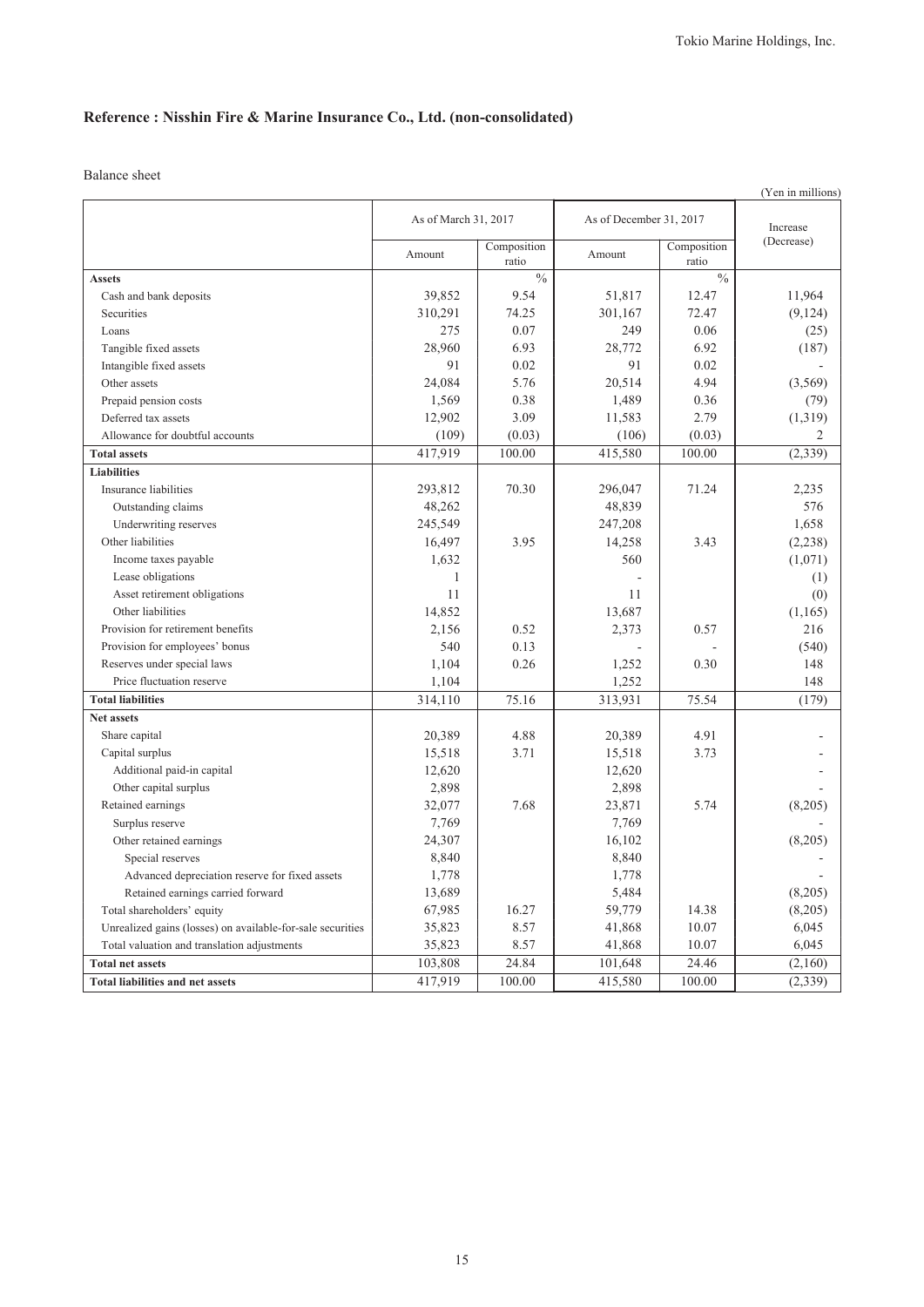## Reference : Nisshin Fire & Marine Insurance Co., Ltd. (non-consolidated)

Balance sheet

(Yen in millions)

| | As of March 31, 2017 | | As of December 31, 2017 | | Increase (Decrease) |
|---|---|---|---|---|---|
| | Amount | Composition ratio | Amount | Composition ratio | |
| **Assets** | | % | | % | |
| Cash and bank deposits | 39,852 | 9.54 | 51,817 | 12.47 | 11,964 |
| Securities | 310,291 | 74.25 | 301,167 | 72.47 | (9,124) |
| Loans | 275 | 0.07 | 249 | 0.06 | (25) |
| Tangible fixed assets | 28,960 | 6.93 | 28,772 | 6.92 | (187) |
| Intangible fixed assets | 91 | 0.02 | 91 | 0.02 | - |
| Other assets | 24,084 | 5.76 | 20,514 | 4.94 | (3,569) |
| Prepaid pension costs | 1,569 | 0.38 | 1,489 | 0.36 | (79) |
| Deferred tax assets | 12,902 | 3.09 | 11,583 | 2.79 | (1,319) |
| Allowance for doubtful accounts | (109) | (0.03) | (106) | (0.03) | 2 |
| **Total assets** | 417,919 | 100.00 | 415,580 | 100.00 | (2,339) |
| **Liabilities** | | | | | |
| Insurance liabilities | 293,812 | 70.30 | 296,047 | 71.24 | 2,235 |
| Outstanding claims | 48,262 | | 48,839 | | 576 |
| Underwriting reserves | 245,549 | | 247,208 | | 1,658 |
| Other liabilities | 16,497 | 3.95 | 14,258 | 3.43 | (2,238) |
| Income taxes payable | 1,632 | | 560 | | (1,071) |
| Lease obligations | 1 | | - | | (1) |
| Asset retirement obligations | 11 | | 11 | | (0) |
| Other liabilities | 14,852 | | 13,687 | | (1,165) |
| Provision for retirement benefits | 2,156 | 0.52 | 2,373 | 0.57 | 216 |
| Provision for employees' bonus | 540 | 0.13 | - | - | (540) |
| Reserves under special laws | 1,104 | 0.26 | 1,252 | 0.30 | 148 |
| Price fluctuation reserve | 1,104 | | 1,252 | | 148 |
| **Total liabilities** | 314,110 | 75.16 | 313,931 | 75.54 | (179) |
| **Net assets** | | | | | |
| Share capital | 20,389 | 4.88 | 20,389 | 4.91 | - |
| Capital surplus | 15,518 | 3.71 | 15,518 | 3.73 | - |
| Additional paid-in capital | 12,620 | | 12,620 | | - |
| Other capital surplus | 2,898 | | 2,898 | | - |
| Retained earnings | 32,077 | 7.68 | 23,871 | 5.74 | (8,205) |
| Surplus reserve | 7,769 | | 7,769 | | - |
| Other retained earnings | 24,307 | | 16,102 | | (8,205) |
| Special reserves | 8,840 | | 8,840 | | - |
| Advanced depreciation reserve for fixed assets | 1,778 | | 1,778 | | - |
| Retained earnings carried forward | 13,689 | | 5,484 | | (8,205) |
| Total shareholders' equity | 67,985 | 16.27 | 59,779 | 14.38 | (8,205) |
| Unrealized gains (losses) on available-for-sale securities | 35,823 | 8.57 | 41,868 | 10.07 | 6,045 |
| Total valuation and translation adjustments | 35,823 | 8.57 | 41,868 | 10.07 | 6,045 |
| **Total net assets** | 103,808 | 24.84 | 101,648 | 24.46 | (2,160) |
| **Total liabilities and net assets** | 417,919 | 100.00 | 415,580 | 100.00 | (2,339) |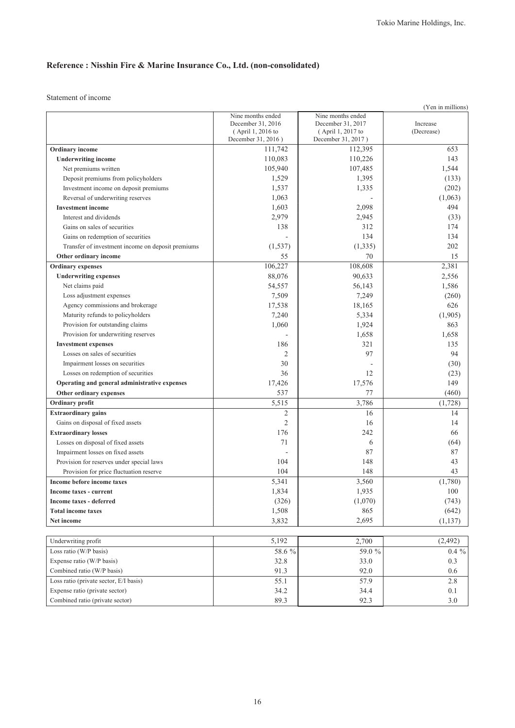## Reference : Nisshin Fire & Marine Insurance Co., Ltd. (non-consolidated)

Statement of income

(Yen in millions)

| | Nine months ended December 31, 2016 ( April 1, 2016 to December 31, 2016 ) | Nine months ended December 31, 2017 ( April 1, 2017 to December 31, 2017 ) | Increase (Decrease) |
|---|---|---|---|
| **Ordinary income** | 111,742 | 112,395 | 653 |
| **Underwriting income** | 110,083 | 110,226 | 143 |
| Net premiums written | 105,940 | 107,485 | 1,544 |
| Deposit premiums from policyholders | 1,529 | 1,395 | (133) |
| Investment income on deposit premiums | 1,537 | 1,335 | (202) |
| Reversal of underwriting reserves | 1,063 | - | (1,063) |
| **Investment income** | 1,603 | 2,098 | 494 |
| Interest and dividends | 2,979 | 2,945 | (33) |
| Gains on sales of securities | 138 | 312 | 174 |
| Gains on redemption of securities | - | 134 | 134 |
| Transfer of investment income on deposit premiums | (1,537) | (1,335) | 202 |
| **Other ordinary income** | 55 | 70 | 15 |
| **Ordinary expenses** | 106,227 | 108,608 | 2,381 |
| **Underwriting expenses** | 88,076 | 90,633 | 2,556 |
| Net claims paid | 54,557 | 56,143 | 1,586 |
| Loss adjustment expenses | 7,509 | 7,249 | (260) |
| Agency commissions and brokerage | 17,538 | 18,165 | 626 |
| Maturity refunds to policyholders | 7,240 | 5,334 | (1,905) |
| Provision for outstanding claims | 1,060 | 1,924 | 863 |
| Provision for underwriting reserves | - | 1,658 | 1,658 |
| **Investment expenses** | 186 | 321 | 135 |
| Losses on sales of securities | 2 | 97 | 94 |
| Impairment losses on securities | 30 | - | (30) |
| Losses on redemption of securities | 36 | 12 | (23) |
| **Operating and general administrative expenses** | 17,426 | 17,576 | 149 |
| **Other ordinary expenses** | 537 | 77 | (460) |
| **Ordinary profit** | 5,515 | 3,786 | (1,728) |
| **Extraordinary gains** | 2 | 16 | 14 |
| Gains on disposal of fixed assets | 2 | 16 | 14 |
| **Extraordinary losses** | 176 | 242 | 66 |
| Losses on disposal of fixed assets | 71 | 6 | (64) |
| Impairment losses on fixed assets | - | 87 | 87 |
| Provision for reserves under special laws | 104 | 148 | 43 |
| Provision for price fluctuation reserve | 104 | 148 | 43 |
| **Income before income taxes** | 5,341 | 3,560 | (1,780) |
| **Income taxes - current** | 1,834 | 1,935 | 100 |
| **Income taxes - deferred** | (326) | (1,070) | (743) |
| **Total income taxes** | 1,508 | 865 | (642) |
| **Net income** | 3,832 | 2,695 | (1,137) |

| | | | |
|---|---|---|---|
| Underwriting profit | 5,192 | 2,700 | (2,492) |
| Loss ratio (W/P basis) | 58.6 % | 59.0 % | 0.4 % |
| Expense ratio (W/P basis) | 32.8 | 33.0 | 0.3 |
| Combined ratio (W/P basis) | 91.3 | 92.0 | 0.6 |
| Loss ratio (private sector, E/I basis) | 55.1 | 57.9 | 2.8 |
| Expense ratio (private sector) | 34.2 | 34.4 | 0.1 |
| Combined ratio (private sector) | 89.3 | 92.3 | 3.0 |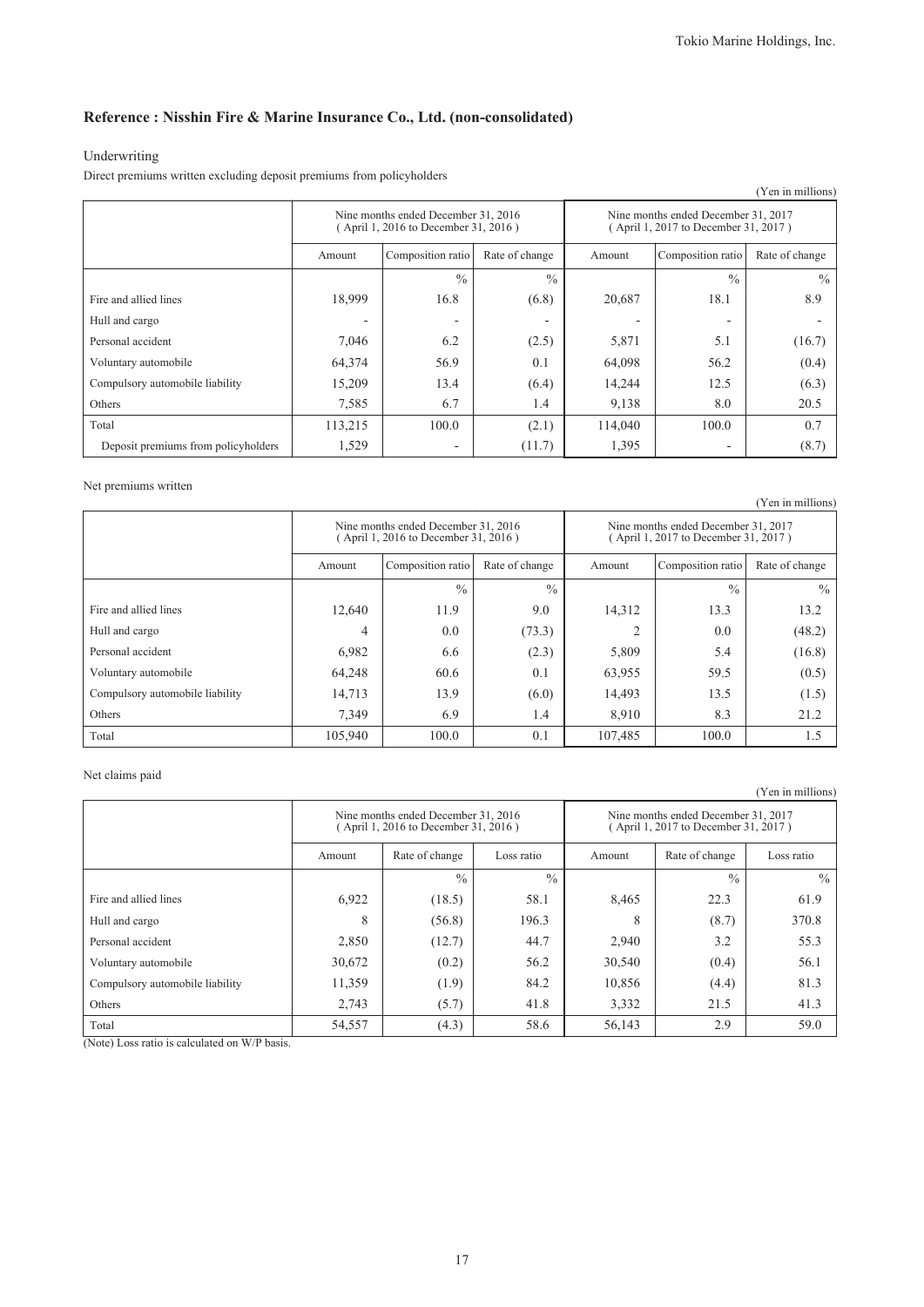## Reference : Nisshin Fire & Marine Insurance Co., Ltd. (non-consolidated)

Underwriting

Direct premiums written excluding deposit premiums from policyholders

(Yen in millions)

| | Nine months ended December 31, 2016 ( April 1, 2016 to December 31, 2016 ) | | | Nine months ended December 31, 2017 ( April 1, 2017 to December 31, 2017 ) | | |
|---|---|---|---|---|---|---|
| | Amount | Composition ratio | Rate of change | Amount | Composition ratio | Rate of change |
| | | % | % | | % | % |
| Fire and allied lines | 18,999 | 16.8 | (6.8) | 20,687 | 18.1 | 8.9 |
| Hull and cargo | - | - | - | - | - | - |
| Personal accident | 7,046 | 6.2 | (2.5) | 5,871 | 5.1 | (16.7) |
| Voluntary automobile | 64,374 | 56.9 | 0.1 | 64,098 | 56.2 | (0.4) |
| Compulsory automobile liability | 15,209 | 13.4 | (6.4) | 14,244 | 12.5 | (6.3) |
| Others | 7,585 | 6.7 | 1.4 | 9,138 | 8.0 | 20.5 |
| Total | 113,215 | 100.0 | (2.1) | 114,040 | 100.0 | 0.7 |
| Deposit premiums from policyholders | 1,529 | - | (11.7) | 1,395 | - | (8.7) |

Net premiums written

(Yen in millions)

| | Nine months ended December 31, 2016 ( April 1, 2016 to December 31, 2016 ) | | | Nine months ended December 31, 2017 ( April 1, 2017 to December 31, 2017 ) | | |
|---|---|---|---|---|---|---|
| | Amount | Composition ratio | Rate of change | Amount | Composition ratio | Rate of change |
| | | % | % | | % | % |
| Fire and allied lines | 12,640 | 11.9 | 9.0 | 14,312 | 13.3 | 13.2 |
| Hull and cargo | 4 | 0.0 | (73.3) | 2 | 0.0 | (48.2) |
| Personal accident | 6,982 | 6.6 | (2.3) | 5,809 | 5.4 | (16.8) |
| Voluntary automobile | 64,248 | 60.6 | 0.1 | 63,955 | 59.5 | (0.5) |
| Compulsory automobile liability | 14,713 | 13.9 | (6.0) | 14,493 | 13.5 | (1.5) |
| Others | 7,349 | 6.9 | 1.4 | 8,910 | 8.3 | 21.2 |
| Total | 105,940 | 100.0 | 0.1 | 107,485 | 100.0 | 1.5 |

Net claims paid

(Yen in millions)

| | Nine months ended December 31, 2016 ( April 1, 2016 to December 31, 2016 ) | | | Nine months ended December 31, 2017 ( April 1, 2017 to December 31, 2017 ) | | |
|---|---|---|---|---|---|---|
| | Amount | Rate of change | Loss ratio | Amount | Rate of change | Loss ratio |
| | | % | % | | % | % |
| Fire and allied lines | 6,922 | (18.5) | 58.1 | 8,465 | 22.3 | 61.9 |
| Hull and cargo | 8 | (56.8) | 196.3 | 8 | (8.7) | 370.8 |
| Personal accident | 2,850 | (12.7) | 44.7 | 2,940 | 3.2 | 55.3 |
| Voluntary automobile | 30,672 | (0.2) | 56.2 | 30,540 | (0.4) | 56.1 |
| Compulsory automobile liability | 11,359 | (1.9) | 84.2 | 10,856 | (4.4) | 81.3 |
| Others | 2,743 | (5.7) | 41.8 | 3,332 | 21.5 | 41.3 |
| Total | 54,557 | (4.3) | 58.6 | 56,143 | 2.9 | 59.0 |

(Note) Loss ratio is calculated on W/P basis.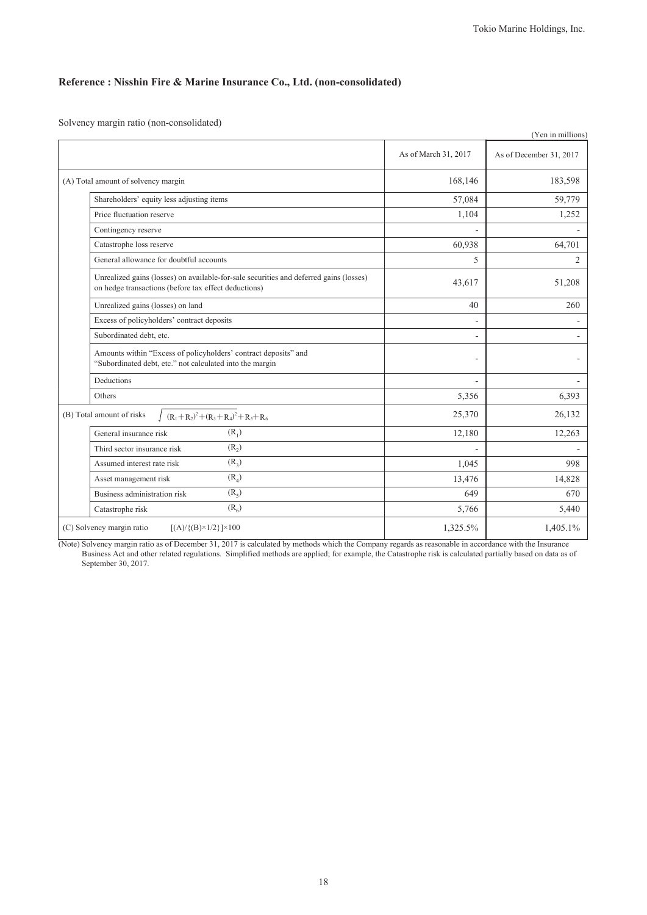## Reference : Nisshin Fire & Marine Insurance Co., Ltd. (non-consolidated)

Solvency margin ratio (non-consolidated)

(Yen in millions)

| | As of March 31, 2017 | As of December 31, 2017 |
|---|---|---|
| (A) Total amount of solvency margin | 168,146 | 183,598 |
| Shareholders' equity less adjusting items | 57,084 | 59,779 |
| Price fluctuation reserve | 1,104 | 1,252 |
| Contingency reserve | - | - |
| Catastrophe loss reserve | 60,938 | 64,701 |
| General allowance for doubtful accounts | 5 | 2 |
| Unrealized gains (losses) on available-for-sale securities and deferred gains (losses) on hedge transactions (before tax effect deductions) | 43,617 | 51,208 |
| Unrealized gains (losses) on land | 40 | 260 |
| Excess of policyholders' contract deposits | - | - |
| Subordinated debt, etc. | - | - |
| Amounts within "Excess of policyholders' contract deposits" and "Subordinated debt, etc." not calculated into the margin | - | - |
| Deductions | - | - |
| Others | 5,356 | 6,393 |
| (B) Total amount of risks $\sqrt{(R_1+R_2)^2+(R_3+R_4)^2}+R_5+R_6$ | 25,370 | 26,132 |
| General insurance risk $(R_1)$ | 12,180 | 12,263 |
| Third sector insurance risk $(R_2)$ | - | - |
| Assumed interest rate risk $(R_3)$ | 1,045 | 998 |
| Asset management risk $(R_4)$ | 13,476 | 14,828 |
| Business administration risk $(R_5)$ | 649 | 670 |
| Catastrophe risk $(R_6)$ | 5,766 | 5,440 |
| (C) Solvency margin ratio $[(A)/\{(B)\times1/2\}]\times100$ | 1,325.5% | 1,405.1% |

(Note) Solvency margin ratio as of December 31, 2017 is calculated by methods which the Company regards as reasonable in accordance with the Insurance Business Act and other related regulations. Simplified methods are applied; for example, the Catastrophe risk is calculated partially based on data as of September 30, 2017.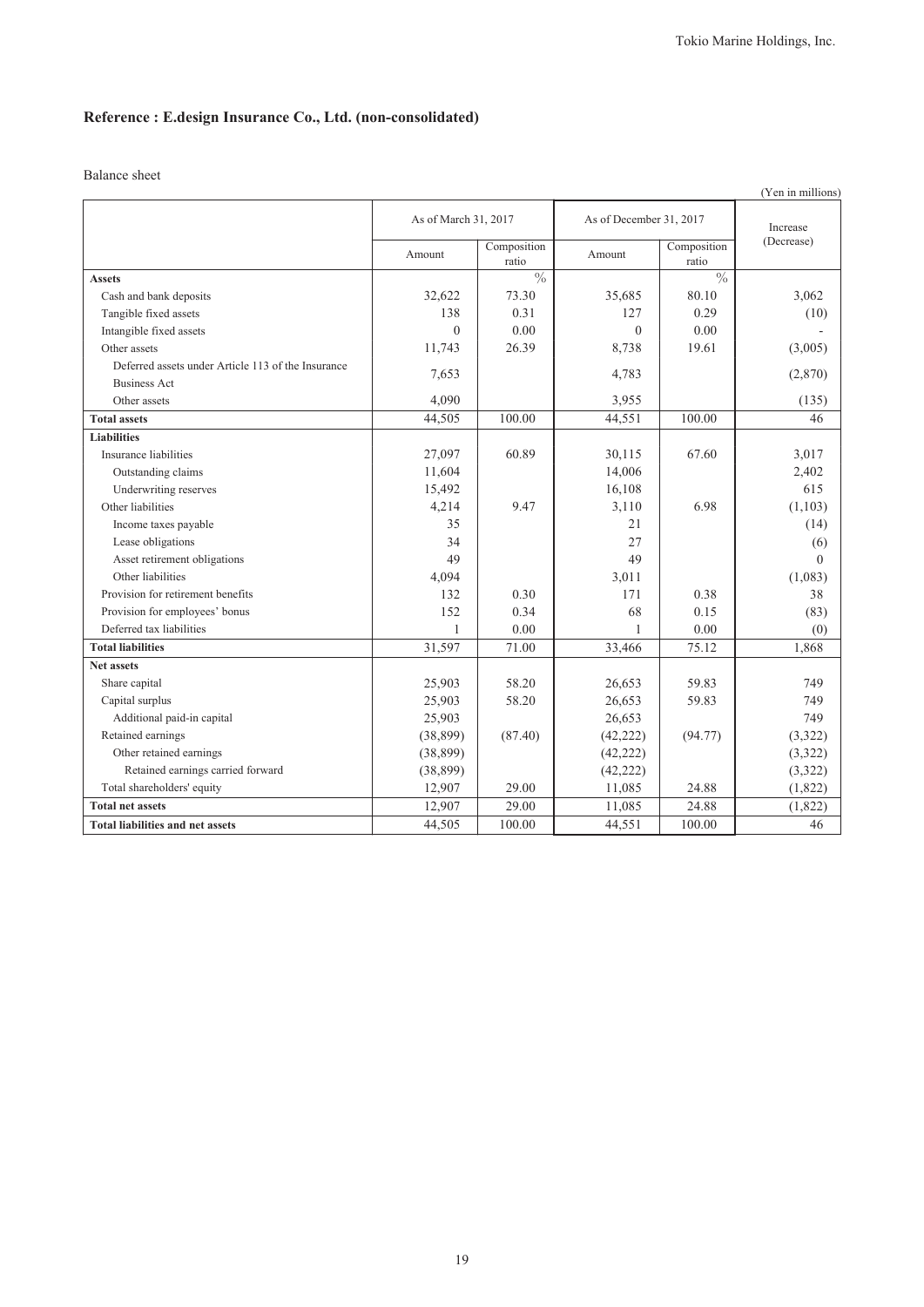## Reference : E.design Insurance Co., Ltd. (non-consolidated)

Balance sheet

(Yen in millions)

| | As of March 31, 2017 | | As of December 31, 2017 | | Increase (Decrease) |
|---|---|---|---|---|---|
| | Amount | Composition ratio | Amount | Composition ratio | |
| **Assets** | | % | | % | |
| Cash and bank deposits | 32,622 | 73.30 | 35,685 | 80.10 | 3,062 |
| Tangible fixed assets | 138 | 0.31 | 127 | 0.29 | (10) |
| Intangible fixed assets | 0 | 0.00 | 0 | 0.00 | - |
| Other assets | 11,743 | 26.39 | 8,738 | 19.61 | (3,005) |
| Deferred assets under Article 113 of the Insurance Business Act | 7,653 | | 4,783 | | (2,870) |
| Other assets | 4,090 | | 3,955 | | (135) |
| **Total assets** | 44,505 | 100.00 | 44,551 | 100.00 | 46 |
| **Liabilities** | | | | | |
| Insurance liabilities | 27,097 | 60.89 | 30,115 | 67.60 | 3,017 |
| Outstanding claims | 11,604 | | 14,006 | | 2,402 |
| Underwriting reserves | 15,492 | | 16,108 | | 615 |
| Other liabilities | 4,214 | 9.47 | 3,110 | 6.98 | (1,103) |
| Income taxes payable | 35 | | 21 | | (14) |
| Lease obligations | 34 | | 27 | | (6) |
| Asset retirement obligations | 49 | | 49 | | 0 |
| Other liabilities | 4,094 | | 3,011 | | (1,083) |
| Provision for retirement benefits | 132 | 0.30 | 171 | 0.38 | 38 |
| Provision for employees' bonus | 152 | 0.34 | 68 | 0.15 | (83) |
| Deferred tax liabilities | 1 | 0.00 | 1 | 0.00 | (0) |
| **Total liabilities** | 31,597 | 71.00 | 33,466 | 75.12 | 1,868 |
| **Net assets** | | | | | |
| Share capital | 25,903 | 58.20 | 26,653 | 59.83 | 749 |
| Capital surplus | 25,903 | 58.20 | 26,653 | 59.83 | 749 |
| Additional paid-in capital | 25,903 | | 26,653 | | 749 |
| Retained earnings | (38,899) | (87.40) | (42,222) | (94.77) | (3,322) |
| Other retained earnings | (38,899) | | (42,222) | | (3,322) |
| Retained earnings carried forward | (38,899) | | (42,222) | | (3,322) |
| Total shareholders' equity | 12,907 | 29.00 | 11,085 | 24.88 | (1,822) |
| **Total net assets** | 12,907 | 29.00 | 11,085 | 24.88 | (1,822) |
| **Total liabilities and net assets** | 44,505 | 100.00 | 44,551 | 100.00 | 46 |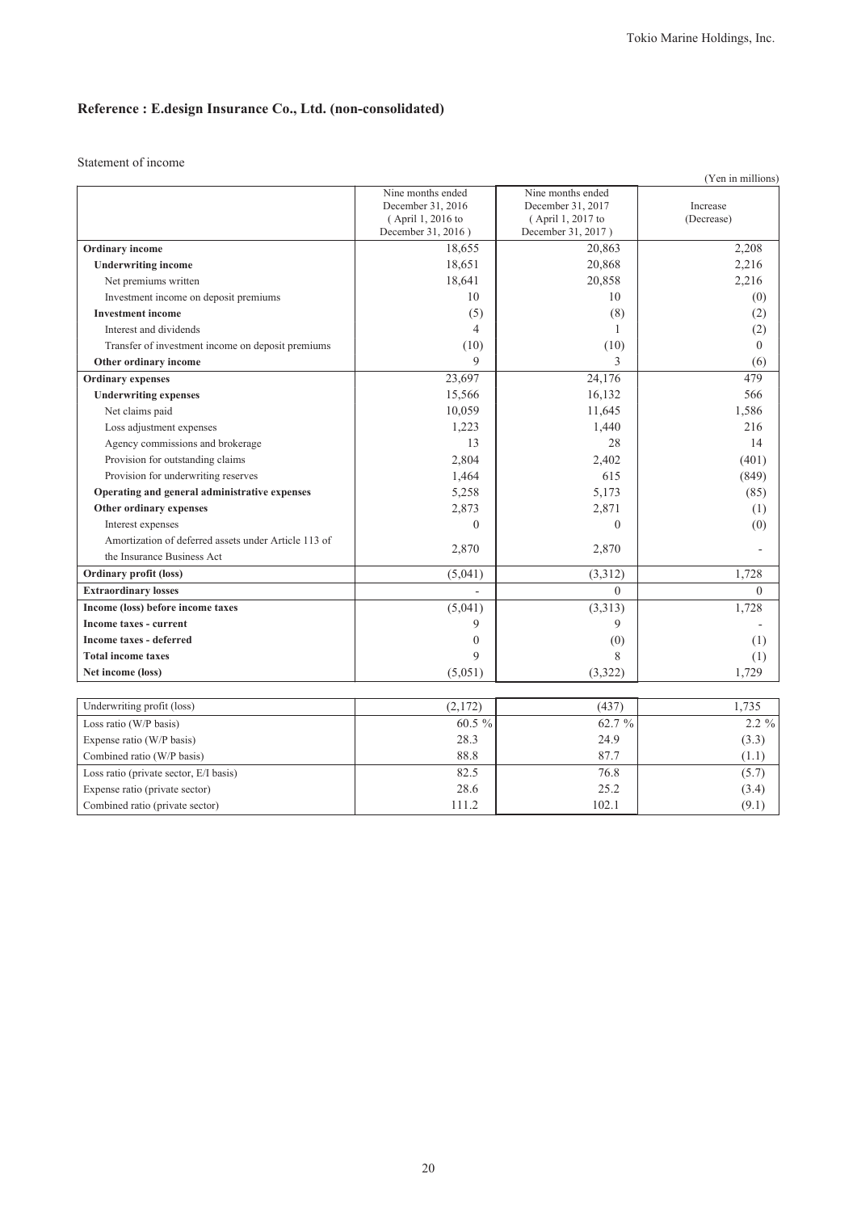## Reference : E.design Insurance Co., Ltd. (non-consolidated)

Statement of income

(Yen in millions)

| | Nine months ended December 31, 2016 ( April 1, 2016 to December 31, 2016 ) | Nine months ended December 31, 2017 ( April 1, 2017 to December 31, 2017 ) | Increase (Decrease) |
|---|---|---|---|
| **Ordinary income** | 18,655 | 20,863 | 2,208 |
| **Underwriting income** | 18,651 | 20,868 | 2,216 |
| Net premiums written | 18,641 | 20,858 | 2,216 |
| Investment income on deposit premiums | 10 | 10 | (0) |
| **Investment income** | (5) | (8) | (2) |
| Interest and dividends | 4 | 1 | (2) |
| Transfer of investment income on deposit premiums | (10) | (10) | 0 |
| **Other ordinary income** | 9 | 3 | (6) |
| **Ordinary expenses** | 23,697 | 24,176 | 479 |
| **Underwriting expenses** | 15,566 | 16,132 | 566 |
| Net claims paid | 10,059 | 11,645 | 1,586 |
| Loss adjustment expenses | 1,223 | 1,440 | 216 |
| Agency commissions and brokerage | 13 | 28 | 14 |
| Provision for outstanding claims | 2,804 | 2,402 | (401) |
| Provision for underwriting reserves | 1,464 | 615 | (849) |
| **Operating and general administrative expenses** | 5,258 | 5,173 | (85) |
| **Other ordinary expenses** | 2,873 | 2,871 | (1) |
| Interest expenses | 0 | 0 | (0) |
| Amortization of deferred assets under Article 113 of the Insurance Business Act | 2,870 | 2,870 | - |
| **Ordinary profit (loss)** | (5,041) | (3,312) | 1,728 |
| **Extraordinary losses** | - | 0 | 0 |
| **Income (loss) before income taxes** | (5,041) | (3,313) | 1,728 |
| **Income taxes - current** | 9 | 9 | - |
| **Income taxes - deferred** | 0 | (0) | (1) |
| **Total income taxes** | 9 | 8 | (1) |
| **Net income (loss)** | (5,051) | (3,322) | 1,729 |

| | | | |
|---|---|---|---|
| Underwriting profit (loss) | (2,172) | (437) | 1,735 |
| Loss ratio (W/P basis) | 60.5 % | 62.7 % | 2.2 % |
| Expense ratio (W/P basis) | 28.3 | 24.9 | (3.3) |
| Combined ratio (W/P basis) | 88.8 | 87.7 | (1.1) |
| Loss ratio (private sector, E/I basis) | 82.5 | 76.8 | (5.7) |
| Expense ratio (private sector) | 28.6 | 25.2 | (3.4) |
| Combined ratio (private sector) | 111.2 | 102.1 | (9.1) |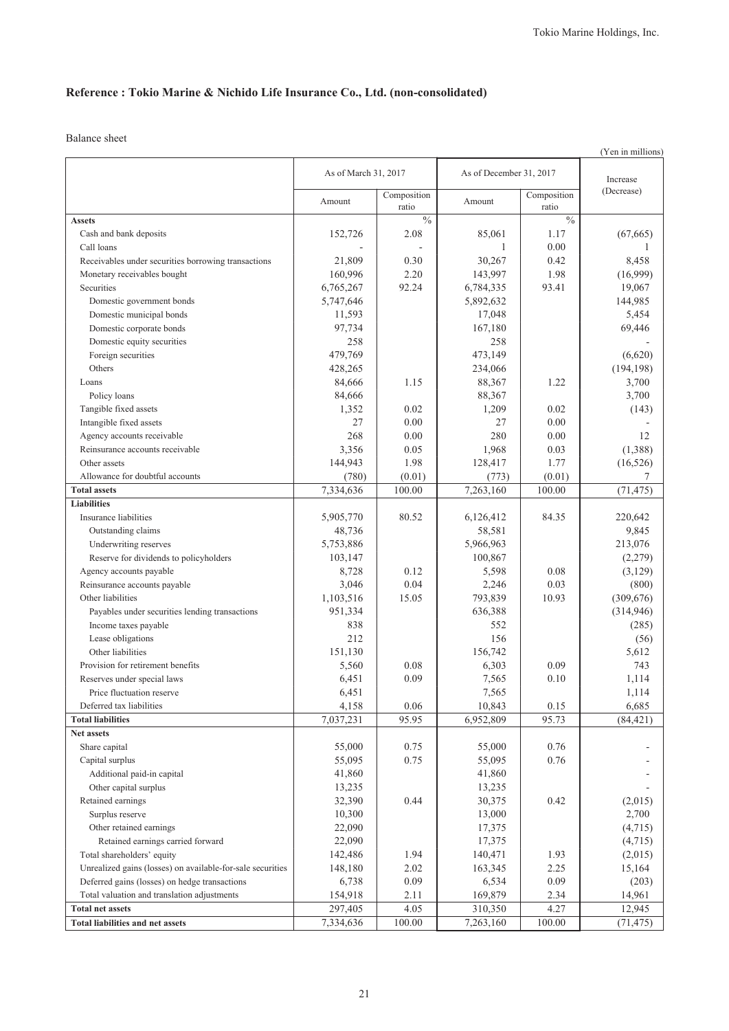## Reference : Tokio Marine & Nichido Life Insurance Co., Ltd. (non-consolidated)

Balance sheet

(Yen in millions)

| | As of March 31, 2017 | | As of December 31, 2017 | | Increase (Decrease) |
|---|---|---|---|---|---|
| | Amount | Composition ratio | Amount | Composition ratio | |
| **Assets** | | % | | % | |
| Cash and bank deposits | 152,726 | 2.08 | 85,061 | 1.17 | (67,665) |
| Call loans | - | - | 1 | 0.00 | 1 |
| Receivables under securities borrowing transactions | 21,809 | 0.30 | 30,267 | 0.42 | 8,458 |
| Monetary receivables bought | 160,996 | 2.20 | 143,997 | 1.98 | (16,999) |
| Securities | 6,765,267 | 92.24 | 6,784,335 | 93.41 | 19,067 |
| Domestic government bonds | 5,747,646 | | 5,892,632 | | 144,985 |
| Domestic municipal bonds | 11,593 | | 17,048 | | 5,454 |
| Domestic corporate bonds | 97,734 | | 167,180 | | 69,446 |
| Domestic equity securities | 258 | | 258 | | - |
| Foreign securities | 479,769 | | 473,149 | | (6,620) |
| Others | 428,265 | | 234,066 | | (194,198) |
| Loans | 84,666 | 1.15 | 88,367 | 1.22 | 3,700 |
| Policy loans | 84,666 | | 88,367 | | 3,700 |
| Tangible fixed assets | 1,352 | 0.02 | 1,209 | 0.02 | (143) |
| Intangible fixed assets | 27 | 0.00 | 27 | 0.00 | - |
| Agency accounts receivable | 268 | 0.00 | 280 | 0.00 | 12 |
| Reinsurance accounts receivable | 3,356 | 0.05 | 1,968 | 0.03 | (1,388) |
| Other assets | 144,943 | 1.98 | 128,417 | 1.77 | (16,526) |
| Allowance for doubtful accounts | (780) | (0.01) | (773) | (0.01) | 7 |
| **Total assets** | 7,334,636 | 100.00 | 7,263,160 | 100.00 | (71,475) |
| **Liabilities** | | | | | |
| Insurance liabilities | 5,905,770 | 80.52 | 6,126,412 | 84.35 | 220,642 |
| Outstanding claims | 48,736 | | 58,581 | | 9,845 |
| Underwriting reserves | 5,753,886 | | 5,966,963 | | 213,076 |
| Reserve for dividends to policyholders | 103,147 | | 100,867 | | (2,279) |
| Agency accounts payable | 8,728 | 0.12 | 5,598 | 0.08 | (3,129) |
| Reinsurance accounts payable | 3,046 | 0.04 | 2,246 | 0.03 | (800) |
| Other liabilities | 1,103,516 | 15.05 | 793,839 | 10.93 | (309,676) |
| Payables under securities lending transactions | 951,334 | | 636,388 | | (314,946) |
| Income taxes payable | 838 | | 552 | | (285) |
| Lease obligations | 212 | | 156 | | (56) |
| Other liabilities | 151,130 | | 156,742 | | 5,612 |
| Provision for retirement benefits | 5,560 | 0.08 | 6,303 | 0.09 | 743 |
| Reserves under special laws | 6,451 | 0.09 | 7,565 | 0.10 | 1,114 |
| Price fluctuation reserve | 6,451 | | 7,565 | | 1,114 |
| Deferred tax liabilities | 4,158 | 0.06 | 10,843 | 0.15 | 6,685 |
| **Total liabilities** | 7,037,231 | 95.95 | 6,952,809 | 95.73 | (84,421) |
| **Net assets** | | | | | |
| Share capital | 55,000 | 0.75 | 55,000 | 0.76 | - |
| Capital surplus | 55,095 | 0.75 | 55,095 | 0.76 | - |
| Additional paid-in capital | 41,860 | | 41,860 | | - |
| Other capital surplus | 13,235 | | 13,235 | | - |
| Retained earnings | 32,390 | 0.44 | 30,375 | 0.42 | (2,015) |
| Surplus reserve | 10,300 | | 13,000 | | 2,700 |
| Other retained earnings | 22,090 | | 17,375 | | (4,715) |
| Retained earnings carried forward | 22,090 | | 17,375 | | (4,715) |
| Total shareholders' equity | 142,486 | 1.94 | 140,471 | 1.93 | (2,015) |
| Unrealized gains (losses) on available-for-sale securities | 148,180 | 2.02 | 163,345 | 2.25 | 15,164 |
| Deferred gains (losses) on hedge transactions | 6,738 | 0.09 | 6,534 | 0.09 | (203) |
| Total valuation and translation adjustments | 154,918 | 2.11 | 169,879 | 2.34 | 14,961 |
| **Total net assets** | 297,405 | 4.05 | 310,350 | 4.27 | 12,945 |
| **Total liabilities and net assets** | 7,334,636 | 100.00 | 7,263,160 | 100.00 | (71,475) |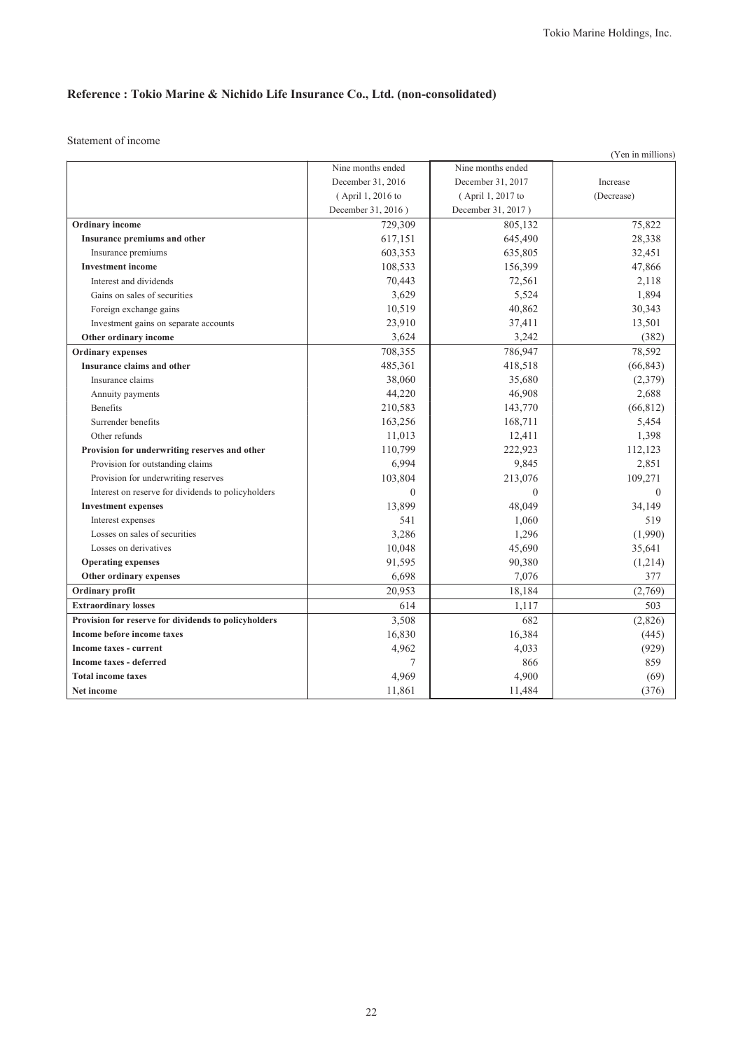## Reference : Tokio Marine & Nichido Life Insurance Co., Ltd. (non-consolidated)

Statement of income

(Yen in millions)

| | Nine months ended December 31, 2016 (April 1, 2016 to December 31, 2016) | Nine months ended December 31, 2017 (April 1, 2017 to December 31, 2017) | Increase (Decrease) |
|---|---|---|---|
| **Ordinary income** | 729,309 | 805,132 | 75,822 |
| **Insurance premiums and other** | 617,151 | 645,490 | 28,338 |
| Insurance premiums | 603,353 | 635,805 | 32,451 |
| **Investment income** | 108,533 | 156,399 | 47,866 |
| Interest and dividends | 70,443 | 72,561 | 2,118 |
| Gains on sales of securities | 3,629 | 5,524 | 1,894 |
| Foreign exchange gains | 10,519 | 40,862 | 30,343 |
| Investment gains on separate accounts | 23,910 | 37,411 | 13,501 |
| **Other ordinary income** | 3,624 | 3,242 | (382) |
| **Ordinary expenses** | 708,355 | 786,947 | 78,592 |
| **Insurance claims and other** | 485,361 | 418,518 | (66,843) |
| Insurance claims | 38,060 | 35,680 | (2,379) |
| Annuity payments | 44,220 | 46,908 | 2,688 |
| Benefits | 210,583 | 143,770 | (66,812) |
| Surrender benefits | 163,256 | 168,711 | 5,454 |
| Other refunds | 11,013 | 12,411 | 1,398 |
| **Provision for underwriting reserves and other** | 110,799 | 222,923 | 112,123 |
| Provision for outstanding claims | 6,994 | 9,845 | 2,851 |
| Provision for underwriting reserves | 103,804 | 213,076 | 109,271 |
| Interest on reserve for dividends to policyholders | 0 | 0 | 0 |
| **Investment expenses** | 13,899 | 48,049 | 34,149 |
| Interest expenses | 541 | 1,060 | 519 |
| Losses on sales of securities | 3,286 | 1,296 | (1,990) |
| Losses on derivatives | 10,048 | 45,690 | 35,641 |
| **Operating expenses** | 91,595 | 90,380 | (1,214) |
| **Other ordinary expenses** | 6,698 | 7,076 | 377 |
| **Ordinary profit** | 20,953 | 18,184 | (2,769) |
| **Extraordinary losses** | 614 | 1,117 | 503 |
| **Provision for reserve for dividends to policyholders** | 3,508 | 682 | (2,826) |
| **Income before income taxes** | 16,830 | 16,384 | (445) |
| **Income taxes - current** | 4,962 | 4,033 | (929) |
| **Income taxes - deferred** | 7 | 866 | 859 |
| **Total income taxes** | 4,969 | 4,900 | (69) |
| **Net income** | 11,861 | 11,484 | (376) |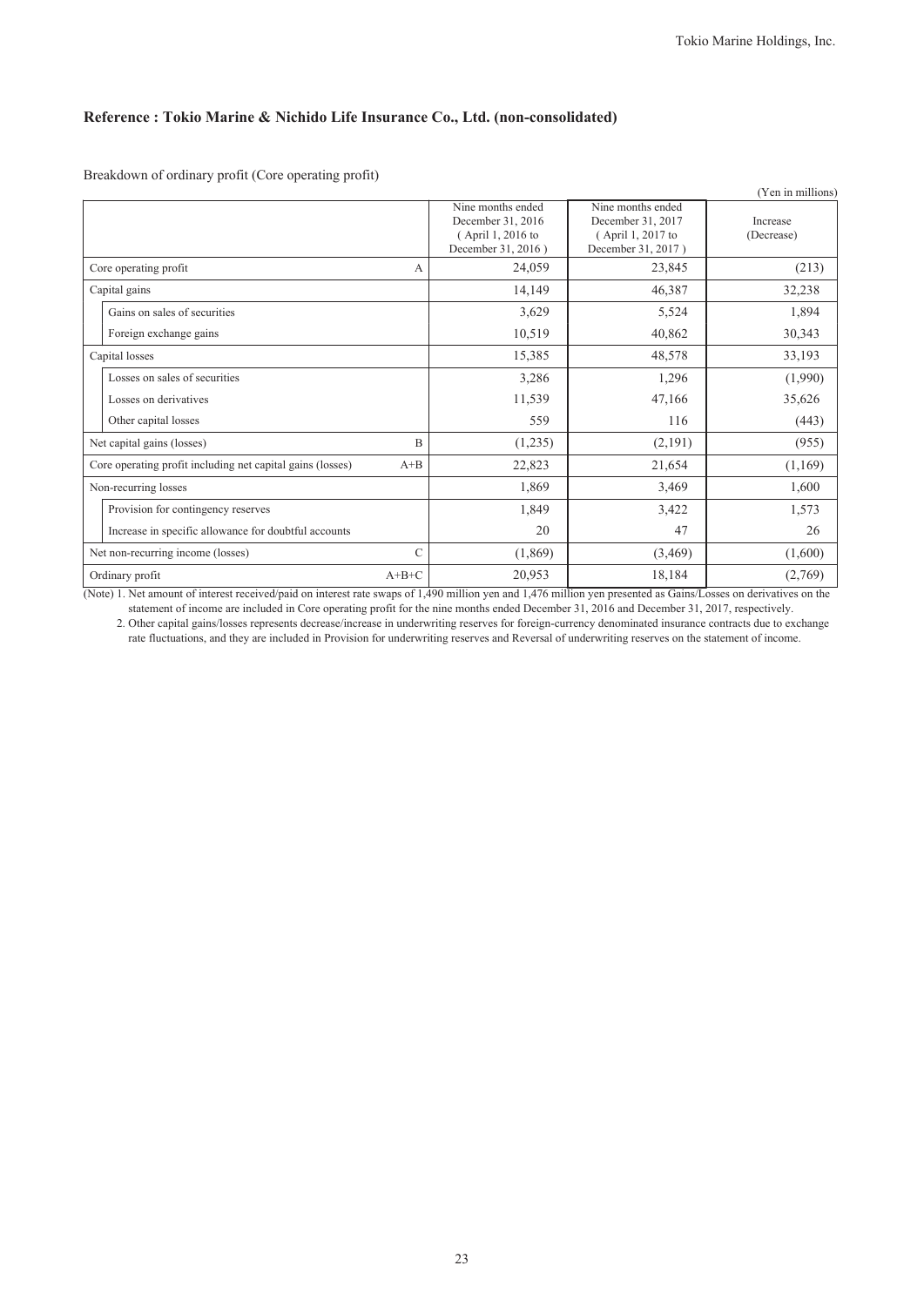## Reference : Tokio Marine & Nichido Life Insurance Co., Ltd. (non-consolidated)

Breakdown of ordinary profit (Core operating profit)

(Yen in millions)

| | | Nine months ended December 31, 2016 ( April 1, 2016 to December 31, 2016 ) | Nine months ended December 31, 2017 ( April 1, 2017 to December 31, 2017 ) | Increase (Decrease) |
|---|---|---|---|---|
| Core operating profit | A | 24,059 | 23,845 | (213) |
| Capital gains | | 14,149 | 46,387 | 32,238 |
| Gains on sales of securities | | 3,629 | 5,524 | 1,894 |
| Foreign exchange gains | | 10,519 | 40,862 | 30,343 |
| Capital losses | | 15,385 | 48,578 | 33,193 |
| Losses on sales of securities | | 3,286 | 1,296 | (1,990) |
| Losses on derivatives | | 11,539 | 47,166 | 35,626 |
| Other capital losses | | 559 | 116 | (443) |
| Net capital gains (losses) | B | (1,235) | (2,191) | (955) |
| Core operating profit including net capital gains (losses) | A+B | 22,823 | 21,654 | (1,169) |
| Non-recurring losses | | 1,869 | 3,469 | 1,600 |
| Provision for contingency reserves | | 1,849 | 3,422 | 1,573 |
| Increase in specific allowance for doubtful accounts | | 20 | 47 | 26 |
| Net non-recurring income (losses) | C | (1,869) | (3,469) | (1,600) |
| Ordinary profit | A+B+C | 20,953 | 18,184 | (2,769) |

(Note) 1. Net amount of interest received/paid on interest rate swaps of 1,490 million yen and 1,476 million yen presented as Gains/Losses on derivatives on the statement of income are included in Core operating profit for the nine months ended December 31, 2016 and December 31, 2017, respectively.

2. Other capital gains/losses represents decrease/increase in underwriting reserves for foreign-currency denominated insurance contracts due to exchange rate fluctuations, and they are included in Provision for underwriting reserves and Reversal of underwriting reserves on the statement of income.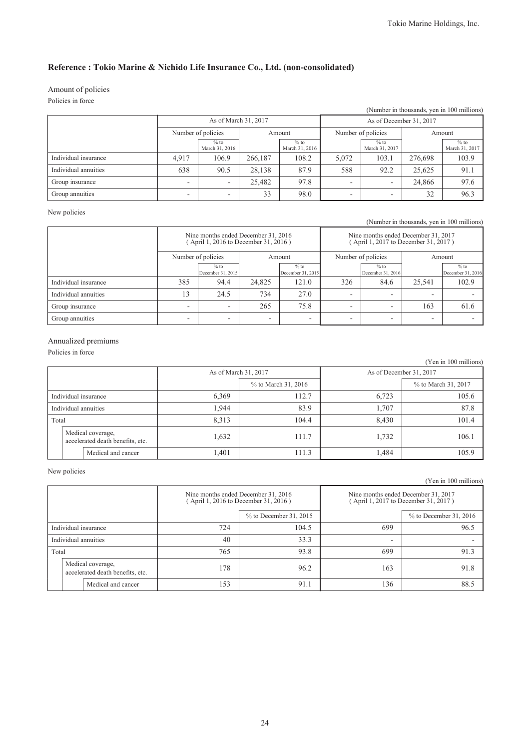## Reference : Tokio Marine & Nichido Life Insurance Co., Ltd. (non-consolidated)

Amount of policies

Policies in force

(Number in thousands, yen in 100 millions)

| | As of March 31, 2017 | | | | As of December 31, 2017 | | | |
|---|---|---|---|---|---|---|---|---|
| | Number of policies | | Amount | | Number of policies | | Amount | |
| | | % to March 31, 2016 | | % to March 31, 2016 | | % to March 31, 2017 | | % to March 31, 2017 |
| Individual insurance | 4,917 | 106.9 | 266,187 | 108.2 | 5,072 | 103.1 | 276,698 | 103.9 |
| Individual annuities | 638 | 90.5 | 28,138 | 87.9 | 588 | 92.2 | 25,625 | 91.1 |
| Group insurance | - | - | 25,482 | 97.8 | - | - | 24,866 | 97.6 |
| Group annuities | - | - | 33 | 98.0 | - | - | 32 | 96.3 |

New policies

(Number in thousands, yen in 100 millions)

| | Nine months ended December 31, 2016 ( April 1, 2016 to December 31, 2016 ) | | | | Nine months ended December 31, 2017 ( April 1, 2017 to December 31, 2017 ) | | | |
|---|---|---|---|---|---|---|---|---|
| | Number of policies | | Amount | | Number of policies | | Amount | |
| | | % to December 31, 2015 | | % to December 31, 2015 | | % to December 31, 2016 | | % to December 31, 2016 |
| Individual insurance | 385 | 94.4 | 24,825 | 121.0 | 326 | 84.6 | 25,541 | 102.9 |
| Individual annuities | 13 | 24.5 | 734 | 27.0 | - | - | - | - |
| Group insurance | - | - | 265 | 75.8 | - | - | 163 | 61.6 |
| Group annuities | - | - | - | - | - | - | - | - |

Annualized premiums

Policies in force

(Yen in 100 millions)

| | As of March 31, 2017 | | As of December 31, 2017 | |
|---|---|---|---|---|
| | | % to March 31, 2016 | | % to March 31, 2017 |
| Individual insurance | 6,369 | 112.7 | 6,723 | 105.6 |
| Individual annuities | 1,944 | 83.9 | 1,707 | 87.8 |
| Total | 8,313 | 104.4 | 8,430 | 101.4 |
| Medical coverage, accelerated death benefits, etc. | 1,632 | 111.7 | 1,732 | 106.1 |
| Medical and cancer | 1,401 | 111.3 | 1,484 | 105.9 |

New policies

(Yen in 100 millions)

| | Nine months ended December 31, 2016 ( April 1, 2016 to December 31, 2016 ) | | Nine months ended December 31, 2017 ( April 1, 2017 to December 31, 2017 ) | |
|---|---|---|---|---|
| | | % to December 31, 2015 | | % to December 31, 2016 |
| Individual insurance | 724 | 104.5 | 699 | 96.5 |
| Individual annuities | 40 | 33.3 | - | - |
| Total | 765 | 93.8 | 699 | 91.3 |
| Medical coverage, accelerated death benefits, etc. | 178 | 96.2 | 163 | 91.8 |
| Medical and cancer | 153 | 91.1 | 136 | 88.5 |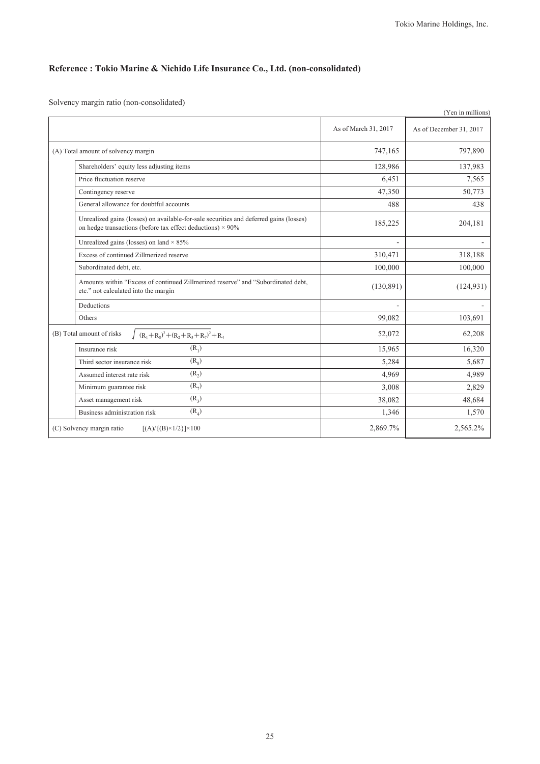## Reference : Tokio Marine & Nichido Life Insurance Co., Ltd. (non-consolidated)

Solvency margin ratio (non-consolidated)

(Yen in millions)

| | | As of March 31, 2017 | As of December 31, 2017 |
|---|---|---|---|
| (A) Total amount of solvency margin | | 747,165 | 797,890 |
| | Shareholders' equity less adjusting items | 128,986 | 137,983 |
| | Price fluctuation reserve | 6,451 | 7,565 |
| | Contingency reserve | 47,350 | 50,773 |
| | General allowance for doubtful accounts | 488 | 438 |
| | Unrealized gains (losses) on available-for-sale securities and deferred gains (losses) on hedge transactions (before tax effect deductions) × 90% | 185,225 | 204,181 |
| | Unrealized gains (losses) on land × 85% | - | - |
| | Excess of continued Zillmerized reserve | 310,471 | 318,188 |
| | Subordinated debt, etc. | 100,000 | 100,000 |
| | Amounts within "Excess of continued Zillmerized reserve" and "Subordinated debt, etc." not calculated into the margin | (130,891) | (124,931) |
| | Deductions | - | - |
| | Others | 99,082 | 103,691 |
| (B) Total amount of risks $\sqrt{(R_1+R_8)^2+(R_2+R_3+R_7)^2}+R_4$ | | 52,072 | 62,208 |
| | Insurance risk $(R_1)$ | 15,965 | 16,320 |
| | Third sector insurance risk $(R_8)$ | 5,284 | 5,687 |
| | Assumed interest rate risk $(R_2)$ | 4,969 | 4,989 |
| | Minimum guarantee risk $(R_7)$ | 3,008 | 2,829 |
| | Asset management risk $(R_3)$ | 38,082 | 48,684 |
| | Business administration risk $(R_4)$ | 1,346 | 1,570 |
| (C) Solvency margin ratio $[(A)/\{(B)\times 1/2\}]\times 100$ | | 2,869.7% | 2,565.2% |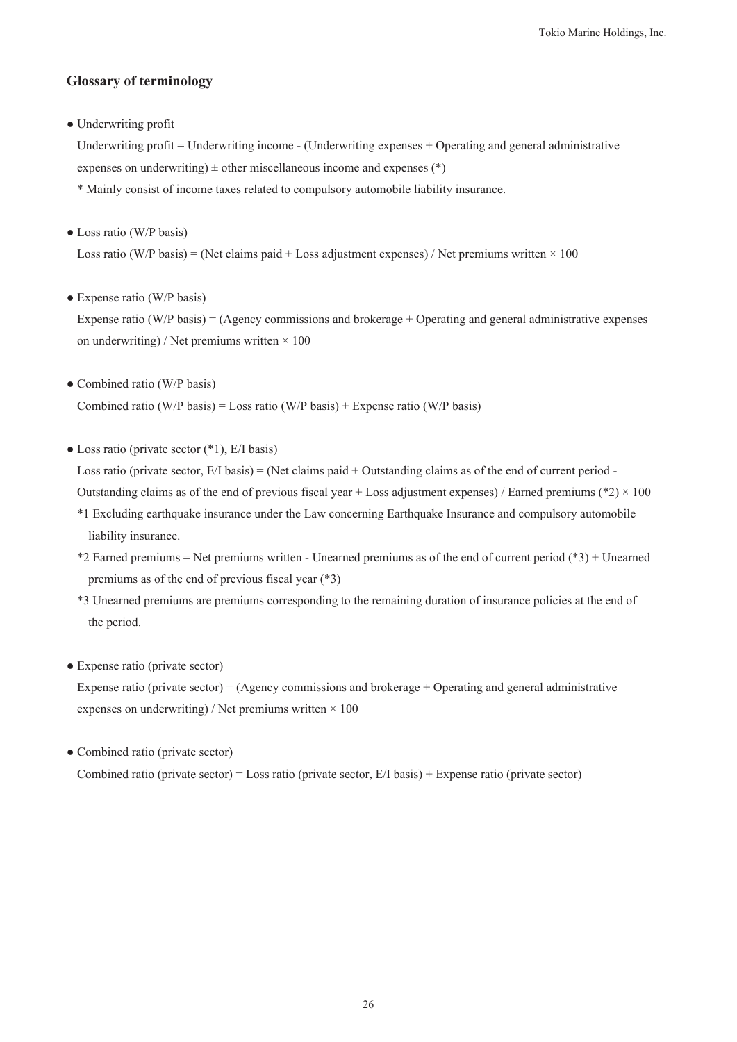## Glossary of terminology

- Underwriting profit

  Underwriting profit = Underwriting income - (Underwriting expenses + Operating and general administrative expenses on underwriting) ± other miscellaneous income and expenses (*)

  * Mainly consist of income taxes related to compulsory automobile liability insurance.

- Loss ratio (W/P basis)

  Loss ratio (W/P basis) = (Net claims paid + Loss adjustment expenses) / Net premiums written × 100

- Expense ratio (W/P basis)

  Expense ratio (W/P basis) = (Agency commissions and brokerage + Operating and general administrative expenses on underwriting) / Net premiums written × 100

- Combined ratio (W/P basis)

  Combined ratio (W/P basis) = Loss ratio (W/P basis) + Expense ratio (W/P basis)

- Loss ratio (private sector (*1), E/I basis)

  Loss ratio (private sector, E/I basis) = (Net claims paid + Outstanding claims as of the end of current period - Outstanding claims as of the end of previous fiscal year + Loss adjustment expenses) / Earned premiums (*2) × 100

  *1 Excluding earthquake insurance under the Law concerning Earthquake Insurance and compulsory automobile liability insurance.

  *2 Earned premiums = Net premiums written - Unearned premiums as of the end of current period (*3) + Unearned premiums as of the end of previous fiscal year (*3)

  *3 Unearned premiums are premiums corresponding to the remaining duration of insurance policies at the end of the period.

- Expense ratio (private sector)

  Expense ratio (private sector) = (Agency commissions and brokerage + Operating and general administrative expenses on underwriting) / Net premiums written × 100

- Combined ratio (private sector)

  Combined ratio (private sector) = Loss ratio (private sector, E/I basis) + Expense ratio (private sector)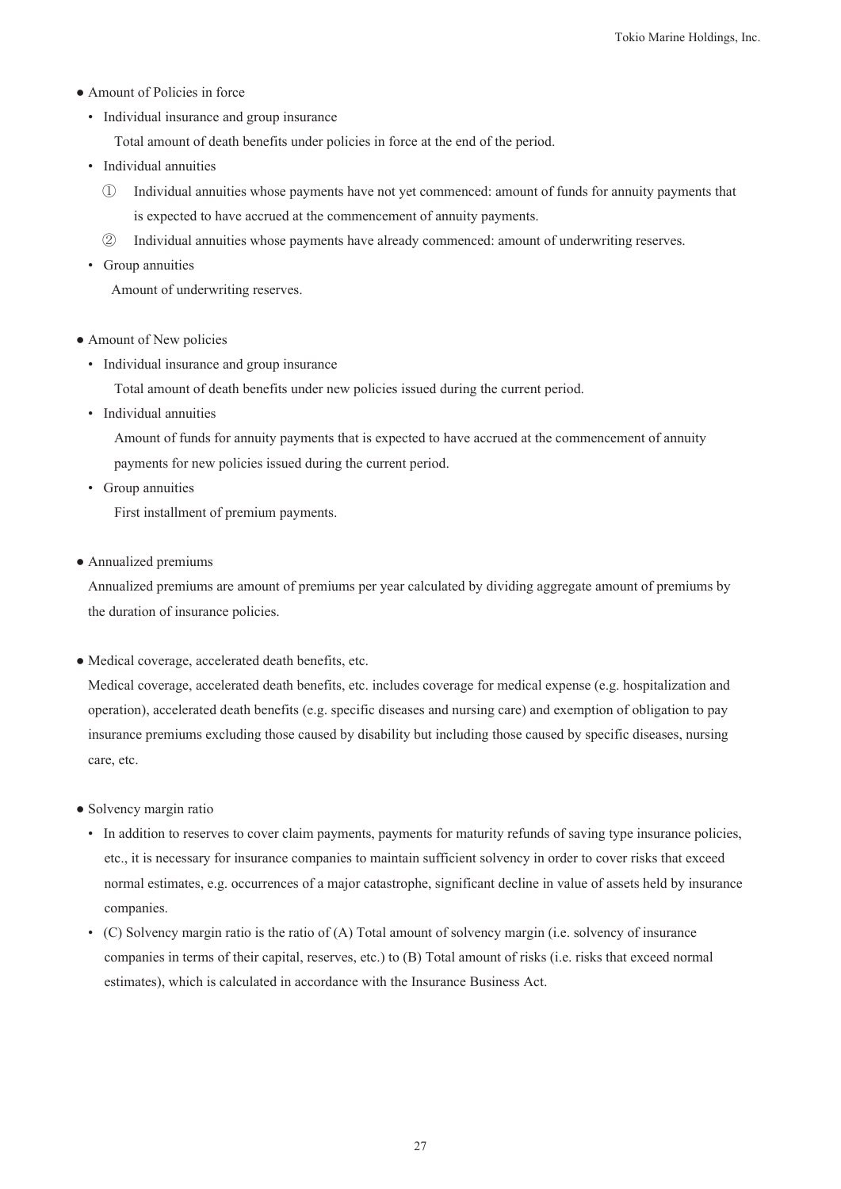- Amount of Policies in force
  - Individual insurance and group insurance

    Total amount of death benefits under policies in force at the end of the period.
  - Individual annuities
    - ① Individual annuities whose payments have not yet commenced: amount of funds for annuity payments that is expected to have accrued at the commencement of annuity payments.
    - ② Individual annuities whose payments have already commenced: amount of underwriting reserves.
  - Group annuities

    Amount of underwriting reserves.

- Amount of New policies
  - Individual insurance and group insurance

    Total amount of death benefits under new policies issued during the current period.
  - Individual annuities

    Amount of funds for annuity payments that is expected to have accrued at the commencement of annuity payments for new policies issued during the current period.
  - Group annuities

    First installment of premium payments.

- Annualized premiums

  Annualized premiums are amount of premiums per year calculated by dividing aggregate amount of premiums by the duration of insurance policies.

- Medical coverage, accelerated death benefits, etc.

  Medical coverage, accelerated death benefits, etc. includes coverage for medical expense (e.g. hospitalization and operation), accelerated death benefits (e.g. specific diseases and nursing care) and exemption of obligation to pay insurance premiums excluding those caused by disability but including those caused by specific diseases, nursing care, etc.

- Solvency margin ratio
  - In addition to reserves to cover claim payments, payments for maturity refunds of saving type insurance policies, etc., it is necessary for insurance companies to maintain sufficient solvency in order to cover risks that exceed normal estimates, e.g. occurrences of a major catastrophe, significant decline in value of assets held by insurance companies.
  - (C) Solvency margin ratio is the ratio of (A) Total amount of solvency margin (i.e. solvency of insurance companies in terms of their capital, reserves, etc.) to (B) Total amount of risks (i.e. risks that exceed normal estimates), which is calculated in accordance with the Insurance Business Act.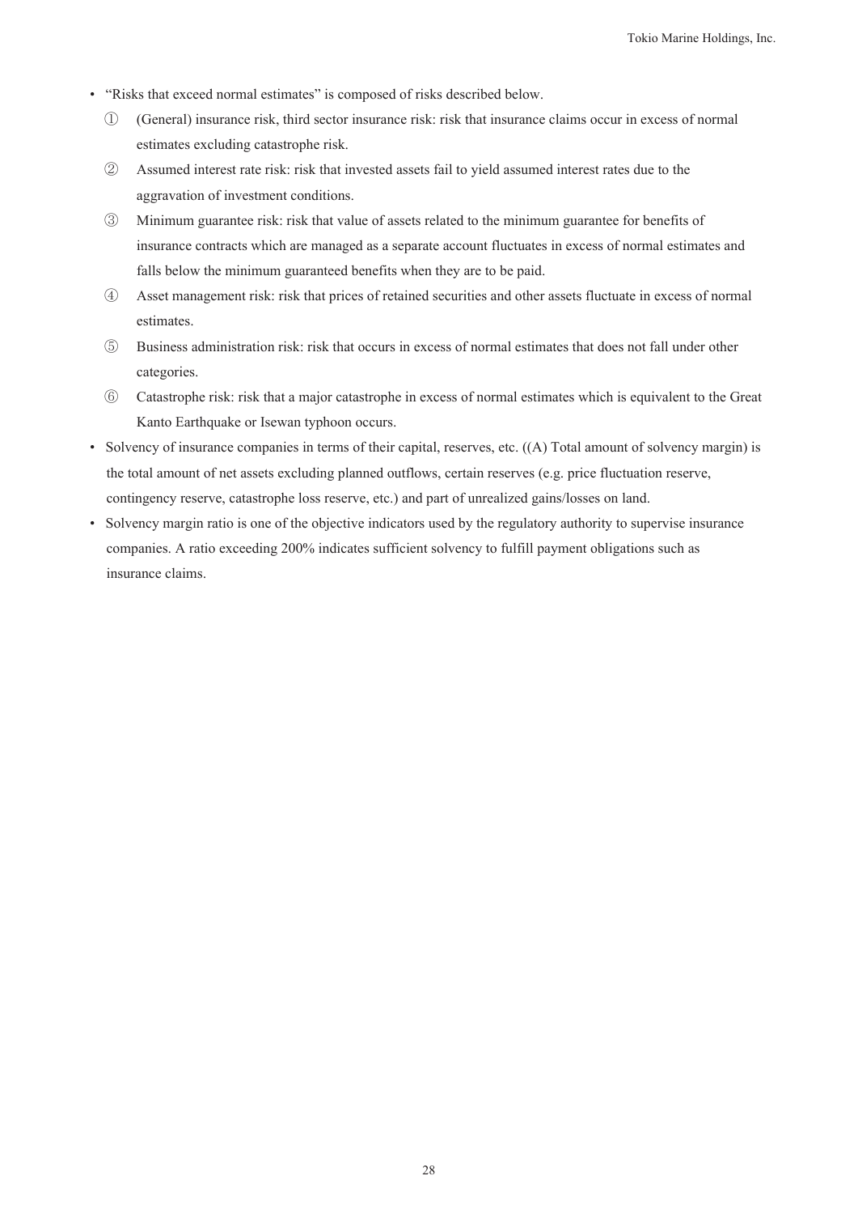- "Risks that exceed normal estimates" is composed of risks described below.
  - ① (General) insurance risk, third sector insurance risk: risk that insurance claims occur in excess of normal estimates excluding catastrophe risk.
  - ② Assumed interest rate risk: risk that invested assets fail to yield assumed interest rates due to the aggravation of investment conditions.
  - ③ Minimum guarantee risk: risk that value of assets related to the minimum guarantee for benefits of insurance contracts which are managed as a separate account fluctuates in excess of normal estimates and falls below the minimum guaranteed benefits when they are to be paid.
  - ④ Asset management risk: risk that prices of retained securities and other assets fluctuate in excess of normal estimates.
  - ⑤ Business administration risk: risk that occurs in excess of normal estimates that does not fall under other categories.
  - ⑥ Catastrophe risk: risk that a major catastrophe in excess of normal estimates which is equivalent to the Great Kanto Earthquake or Isewan typhoon occurs.
- Solvency of insurance companies in terms of their capital, reserves, etc. ((A) Total amount of solvency margin) is the total amount of net assets excluding planned outflows, certain reserves (e.g. price fluctuation reserve, contingency reserve, catastrophe loss reserve, etc.) and part of unrealized gains/losses on land.
- Solvency margin ratio is one of the objective indicators used by the regulatory authority to supervise insurance companies. A ratio exceeding 200% indicates sufficient solvency to fulfill payment obligations such as insurance claims.